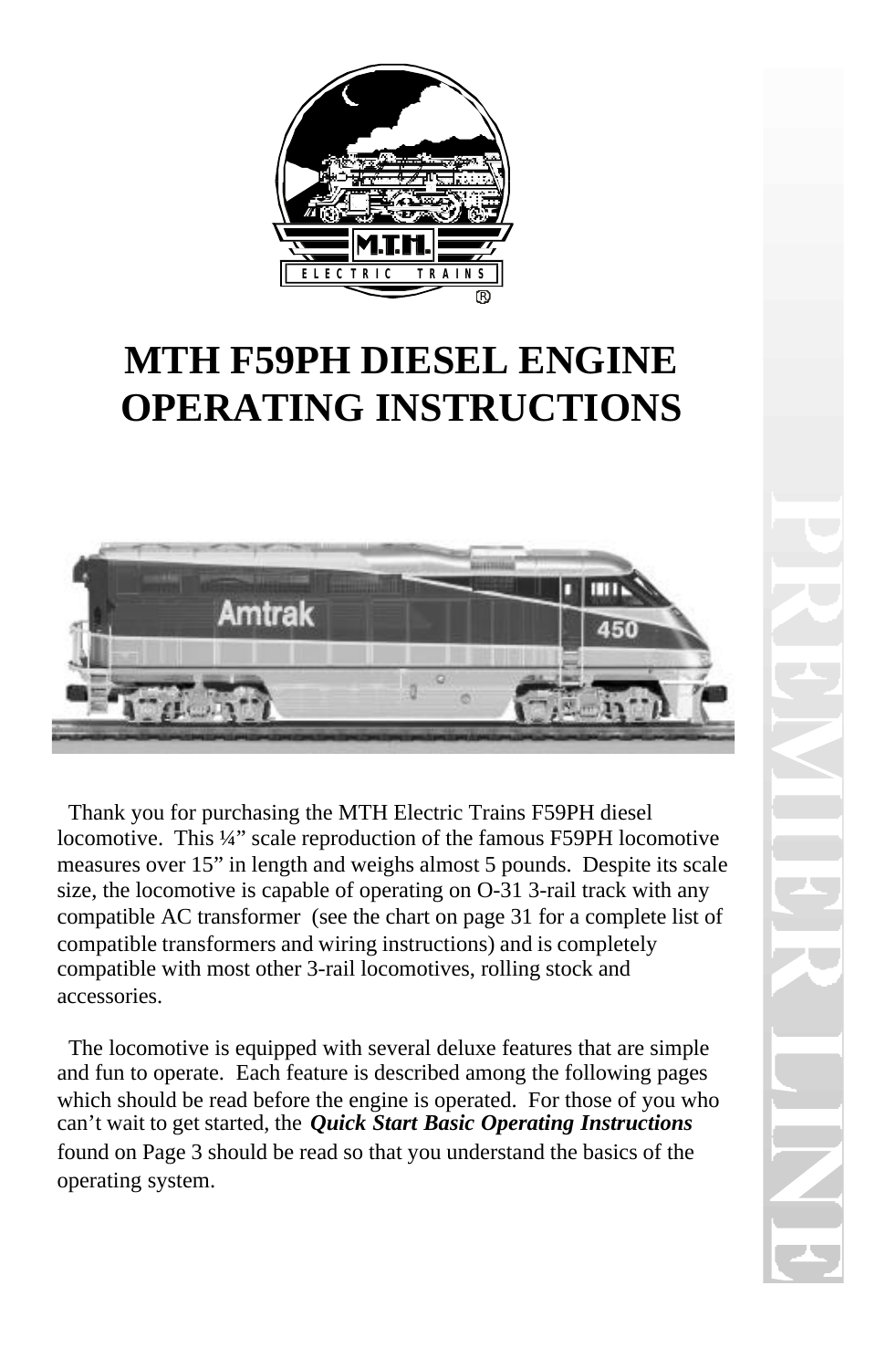# MTH F59PH DIESEL ENGINE OPERATING INSTRUCTIONS

Thank you for purchasing the MTH Electric Trains F59PH diesel locomotive. This ¼" scale reproduction of the famous F59PH locomotive measures over 15" in length and weighs almost 5 pounds. Despite its scale size, the locomotive is capable of operating on O-31 3-rail track with any compatible AC transformer (see the chart on page 31 for a complete list of compatible transformers and wiring instructions) and is completely compatible with most other 3-rail locomotives, rolling stock and accessories.

The locomotive is equipped with several deluxe features that are simple and fun to operate. Each feature is described among the following pages which should be read before the engine is operated. For those of you who can't wait to get started, the ***Quick Start Basic Operating Instructions*** found on Page 3 should be read so that you understand the basics of the operating system.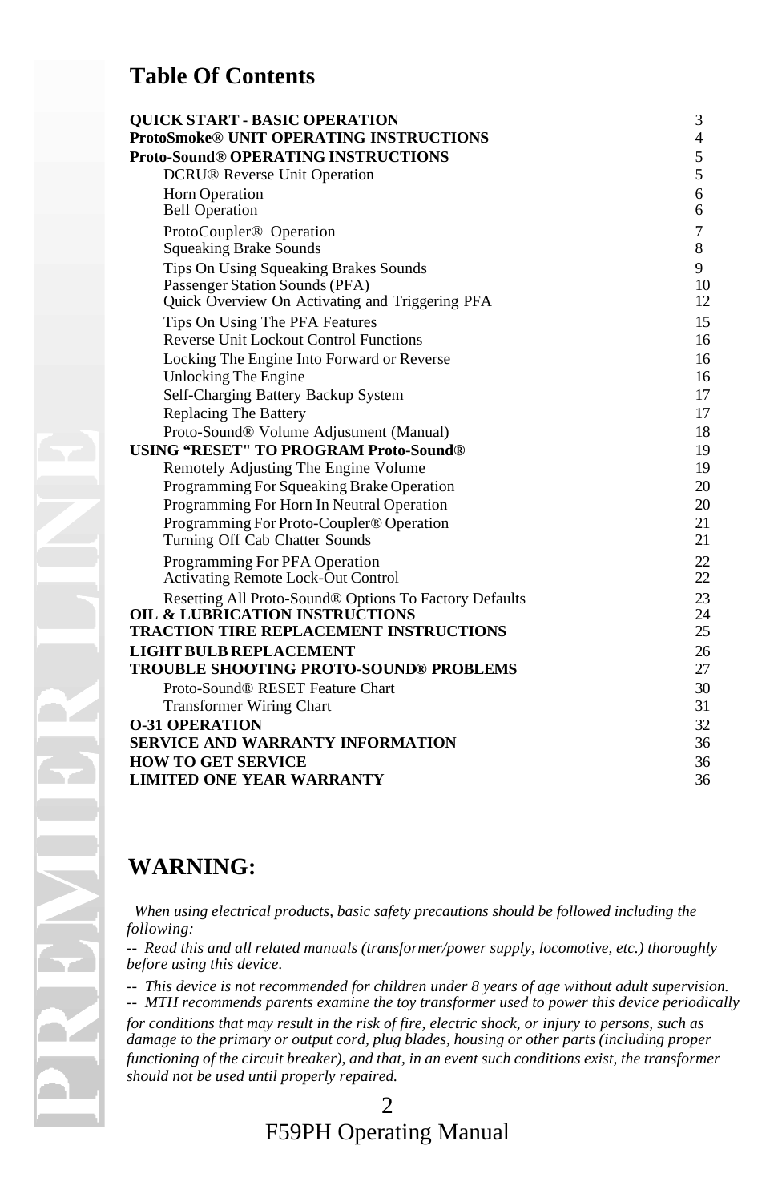# Table Of Contents

| | |
|---|---|
| **QUICK START - BASIC OPERATION** | 3 |
| **ProtoSmoke® UNIT OPERATING INSTRUCTIONS** | 4 |
| **Proto-Sound® OPERATING INSTRUCTIONS** | 5 |
| DCRU® Reverse Unit Operation | 5 |
| Horn Operation | 6 |
| Bell Operation | 6 |
| ProtoCoupler® Operation | 7 |
| Squeaking Brake Sounds | 8 |
| Tips On Using Squeaking Brakes Sounds | 9 |
| Passenger Station Sounds (PFA) | 10 |
| Quick Overview On Activating and Triggering PFA | 12 |
| Tips On Using The PFA Features | 15 |
| Reverse Unit Lockout Control Functions | 16 |
| Locking The Engine Into Forward or Reverse | 16 |
| Unlocking The Engine | 16 |
| Self-Charging Battery Backup System | 17 |
| Replacing The Battery | 17 |
| Proto-Sound® Volume Adjustment (Manual) | 18 |
| **USING "RESET" TO PROGRAM Proto-Sound®** | 19 |
| Remotely Adjusting The Engine Volume | 19 |
| Programming For Squeaking Brake Operation | 20 |
| Programming For Horn In Neutral Operation | 20 |
| Programming For Proto-Coupler® Operation | 21 |
| Turning Off Cab Chatter Sounds | 21 |
| Programming For PFA Operation | 22 |
| Activating Remote Lock-Out Control | 22 |
| Resetting All Proto-Sound® Options To Factory Defaults | 23 |
| **OIL & LUBRICATION INSTRUCTIONS** | 24 |
| **TRACTION TIRE REPLACEMENT INSTRUCTIONS** | 25 |
| **LIGHT BULB REPLACEMENT** | 26 |
| **TROUBLE SHOOTING PROTO-SOUND® PROBLEMS** | 27 |
| Proto-Sound® RESET Feature Chart | 30 |
| Transformer Wiring Chart | 31 |
| **O-31 OPERATION** | 32 |
| **SERVICE AND WARRANTY INFORMATION** | 36 |
| **HOW TO GET SERVICE** | 36 |
| **LIMITED ONE YEAR WARRANTY** | 36 |

# WARNING:

*When using electrical products, basic safety precautions should be followed including the following:*

*-- Read this and all related manuals (transformer/power supply, locomotive, etc.) thoroughly before using this device.*

*-- This device is not recommended for children under 8 years of age without adult supervision.*

*-- MTH recommends parents examine the toy transformer used to power this device periodically for conditions that may result in the risk of fire, electric shock, or injury to persons, such as damage to the primary or output cord, plug blades, housing or other parts (including proper functioning of the circuit breaker), and that, in an event such conditions exist, the transformer should not be used until properly repaired.*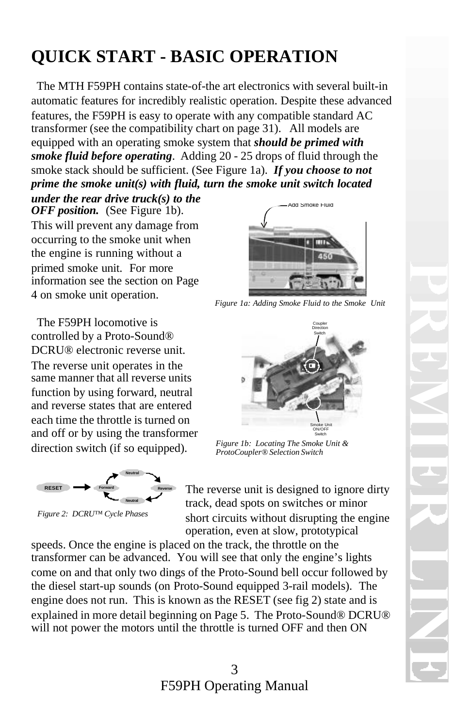# QUICK START - BASIC OPERATION

The MTH F59PH contains state-of-the art electronics with several built-in automatic features for incredibly realistic operation. Despite these advanced features, the F59PH is easy to operate with any compatible standard AC transformer (see the compatibility chart on page 31). All models are equipped with an operating smoke system that ***should be primed with smoke fluid before operating***. Adding 20 - 25 drops of fluid through the smoke stack should be sufficient. (See Figure 1a). ***If you choose to not prime the smoke unit(s) with fluid, turn the smoke unit switch located under the rear drive truck(s) to the OFF position.*** (See Figure 1b). This will prevent any damage from occurring to the smoke unit when the engine is running without a primed smoke unit. For more information see the section on Page 4 on smoke unit operation.

*Figure 1a: Adding Smoke Fluid to the Smoke Unit*

The F59PH locomotive is controlled by a Proto-Sound® DCRU® electronic reverse unit. The reverse unit operates in the same manner that all reverse units function by using forward, neutral and reverse states that are entered each time the throttle is turned on and off or by using the transformer direction switch (if so equipped).

*Figure 1b: Locating The Smoke Unit & ProtoCoupler® Selection Switch*

*Figure 2: DCRU™ Cycle Phases*

The reverse unit is designed to ignore dirty track, dead spots on switches or minor short circuits without disrupting the engine operation, even at slow, prototypical speeds. Once the engine is placed on the track, the throttle on the transformer can be advanced. You will see that only the engine's lights come on and that only two dings of the Proto-Sound bell occur followed by the diesel start-up sounds (on Proto-Sound equipped 3-rail models). The engine does not run. This is known as the RESET (see fig 2) state and is explained in more detail beginning on Page 5. The Proto-Sound® DCRU® will not power the motors until the throttle is turned OFF and then ON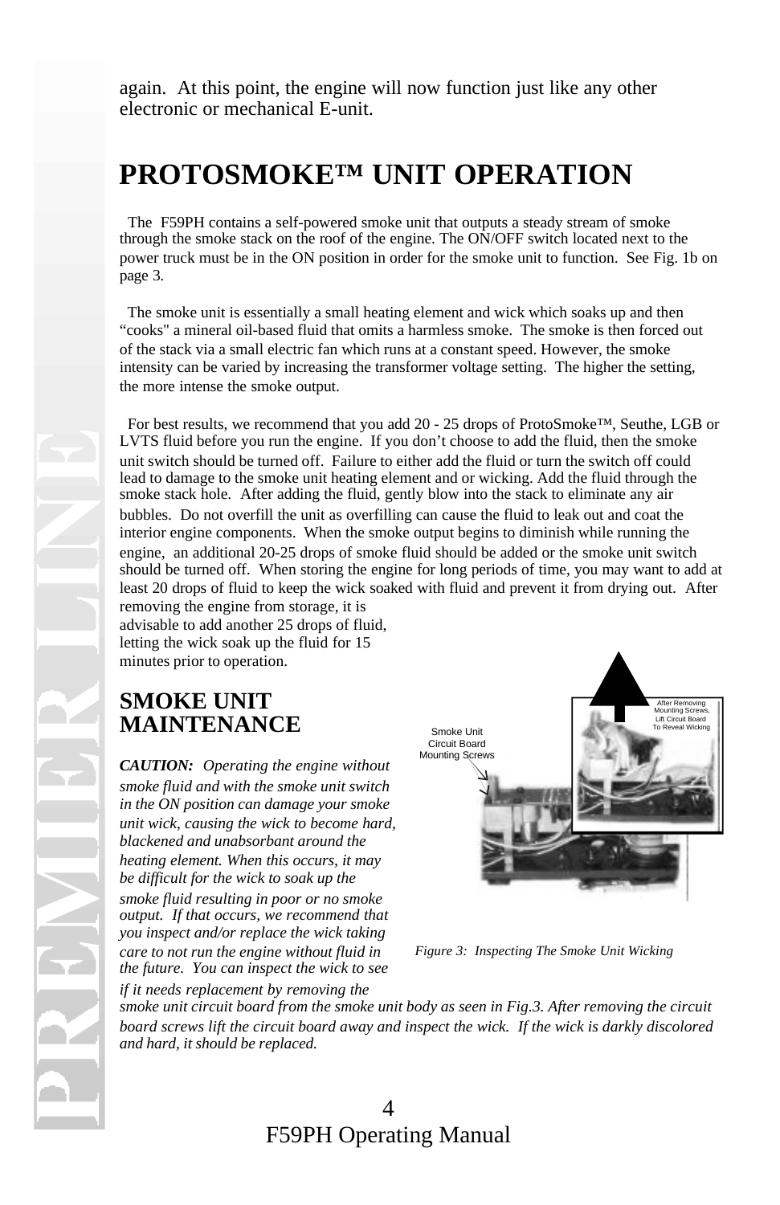again. At this point, the engine will now function just like any other electronic or mechanical E-unit.

# PROTOSMOKE™ UNIT OPERATION

The F59PH contains a self-powered smoke unit that outputs a steady stream of smoke through the smoke stack on the roof of the engine. The ON/OFF switch located next to the power truck must be in the ON position in order for the smoke unit to function. See Fig. 1b on page 3.

The smoke unit is essentially a small heating element and wick which soaks up and then "cooks" a mineral oil-based fluid that omits a harmless smoke. The smoke is then forced out of the stack via a small electric fan which runs at a constant speed. However, the smoke intensity can be varied by increasing the transformer voltage setting. The higher the setting, the more intense the smoke output.

For best results, we recommend that you add 20 - 25 drops of ProtoSmoke™, Seuthe, LGB or LVTS fluid before you run the engine. If you don't choose to add the fluid, then the smoke unit switch should be turned off. Failure to either add the fluid or turn the switch off could lead to damage to the smoke unit heating element and or wicking. Add the fluid through the smoke stack hole. After adding the fluid, gently blow into the stack to eliminate any air bubbles. Do not overfill the unit as overfilling can cause the fluid to leak out and coat the interior engine components. When the smoke output begins to diminish while running the engine, an additional 20-25 drops of smoke fluid should be added or the smoke unit switch should be turned off. When storing the engine for long periods of time, you may want to add at least 20 drops of fluid to keep the wick soaked with fluid and prevent it from drying out. After removing the engine from storage, it is advisable to add another 25 drops of fluid, letting the wick soak up the fluid for 15 minutes prior to operation.

## SMOKE UNIT MAINTENANCE

***CAUTION:*** *Operating the engine without smoke fluid and with the smoke unit switch in the ON position can damage your smoke unit wick, causing the wick to become hard, blackened and unabsorbant around the heating element. When this occurs, it may be difficult for the wick to soak up the smoke fluid resulting in poor or no smoke output. If that occurs, we recommend that you inspect and/or replace the wick taking care to not run the engine without fluid in the future. You can inspect the wick to see if it needs replacement by removing the smoke unit circuit board from the smoke unit body as seen in Fig.3. After removing the circuit board screws lift the circuit board away and inspect the wick. If the wick is darkly discolored and hard, it should be replaced.*

Smoke Unit Circuit Board Mounting Screws

After Removing Mounting Screws, Lift Circuit Board To Reveal Wicking

*Figure 3: Inspecting The Smoke Unit Wicking*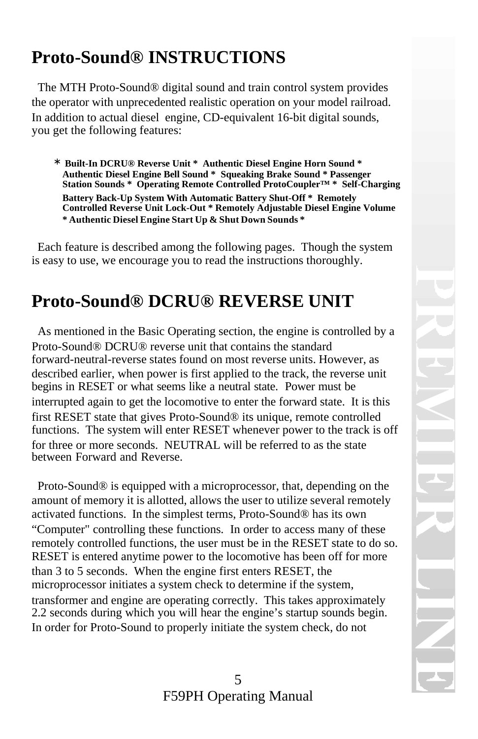# Proto-Sound® INSTRUCTIONS

The MTH Proto-Sound® digital sound and train control system provides the operator with unprecedented realistic operation on your model railroad. In addition to actual diesel engine, CD-equivalent 16-bit digital sounds, you get the following features:

**\* Built-In DCRU® Reverse Unit \* Authentic Diesel Engine Horn Sound \* Authentic Diesel Engine Bell Sound \* Squeaking Brake Sound \* Passenger Station Sounds \* Operating Remote Controlled ProtoCoupler™ \* Self-Charging Battery Back-Up System With Automatic Battery Shut-Off \* Remotely Controlled Reverse Unit Lock-Out \* Remotely Adjustable Diesel Engine Volume \* Authentic Diesel Engine Start Up & Shut Down Sounds \***

Each feature is described among the following pages. Though the system is easy to use, we encourage you to read the instructions thoroughly.

# Proto-Sound® DCRU® REVERSE UNIT

As mentioned in the Basic Operating section, the engine is controlled by a Proto-Sound® DCRU® reverse unit that contains the standard forward-neutral-reverse states found on most reverse units. However, as described earlier, when power is first applied to the track, the reverse unit begins in RESET or what seems like a neutral state. Power must be interrupted again to get the locomotive to enter the forward state. It is this first RESET state that gives Proto-Sound® its unique, remote controlled functions. The system will enter RESET whenever power to the track is off for three or more seconds. NEUTRAL will be referred to as the state between Forward and Reverse.

Proto-Sound® is equipped with a microprocessor, that, depending on the amount of memory it is allotted, allows the user to utilize several remotely activated functions. In the simplest terms, Proto-Sound® has its own "Computer" controlling these functions. In order to access many of these remotely controlled functions, the user must be in the RESET state to do so. RESET is entered anytime power to the locomotive has been off for more than 3 to 5 seconds. When the engine first enters RESET, the microprocessor initiates a system check to determine if the system, transformer and engine are operating correctly. This takes approximately 2.2 seconds during which you will hear the engine's startup sounds begin. In order for Proto-Sound to properly initiate the system check, do not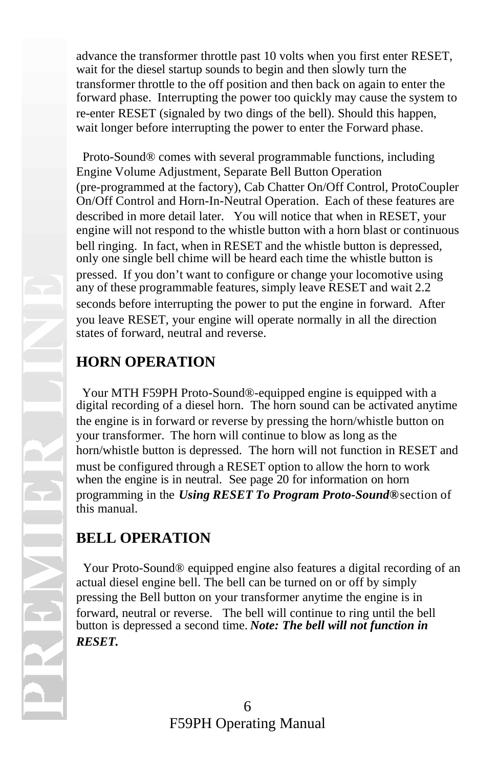advance the transformer throttle past 10 volts when you first enter RESET, wait for the diesel startup sounds to begin and then slowly turn the transformer throttle to the off position and then back on again to enter the forward phase. Interrupting the power too quickly may cause the system to re-enter RESET (signaled by two dings of the bell). Should this happen, wait longer before interrupting the power to enter the Forward phase.

Proto-Sound® comes with several programmable functions, including Engine Volume Adjustment, Separate Bell Button Operation (pre-programmed at the factory), Cab Chatter On/Off Control, ProtoCoupler On/Off Control and Horn-In-Neutral Operation. Each of these features are described in more detail later. You will notice that when in RESET, your engine will not respond to the whistle button with a horn blast or continuous bell ringing. In fact, when in RESET and the whistle button is depressed, only one single bell chime will be heard each time the whistle button is pressed. If you don't want to configure or change your locomotive using any of these programmable features, simply leave RESET and wait 2.2 seconds before interrupting the power to put the engine in forward. After you leave RESET, your engine will operate normally in all the direction states of forward, neutral and reverse.

## HORN OPERATION

Your MTH F59PH Proto-Sound®-equipped engine is equipped with a digital recording of a diesel horn. The horn sound can be activated anytime the engine is in forward or reverse by pressing the horn/whistle button on your transformer. The horn will continue to blow as long as the horn/whistle button is depressed. The horn will not function in RESET and must be configured through a RESET option to allow the horn to work when the engine is in neutral. See page 20 for information on horn programming in the ***Using RESET To Program Proto-Sound®*** section of this manual.

## BELL OPERATION

Your Proto-Sound® equipped engine also features a digital recording of an actual diesel engine bell. The bell can be turned on or off by simply pressing the Bell button on your transformer anytime the engine is in forward, neutral or reverse. The bell will continue to ring until the bell button is depressed a second time. ***Note: The bell will not function in RESET.***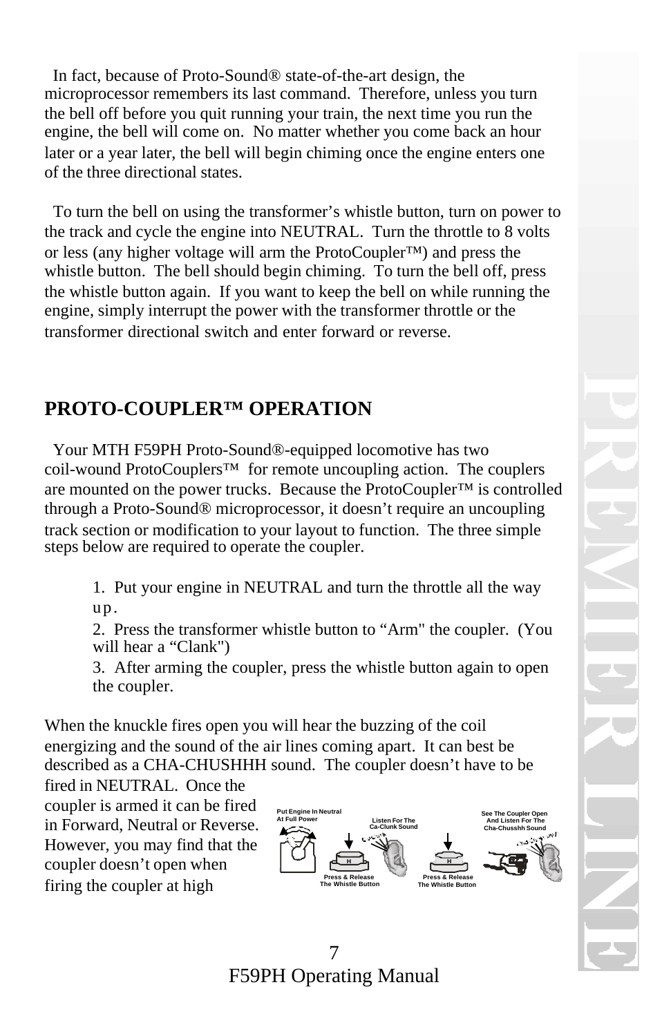In fact, because of Proto-Sound® state-of-the-art design, the microprocessor remembers its last command. Therefore, unless you turn the bell off before you quit running your train, the next time you run the engine, the bell will come on. No matter whether you come back an hour later or a year later, the bell will begin chiming once the engine enters one of the three directional states.

To turn the bell on using the transformer's whistle button, turn on power to the track and cycle the engine into NEUTRAL. Turn the throttle to 8 volts or less (any higher voltage will arm the ProtoCoupler™) and press the whistle button. The bell should begin chiming. To turn the bell off, press the whistle button again. If you want to keep the bell on while running the engine, simply interrupt the power with the transformer throttle or the transformer directional switch and enter forward or reverse.

## PROTO-COUPLER™ OPERATION

Your MTH F59PH Proto-Sound®-equipped locomotive has two coil-wound ProtoCouplers™ for remote uncoupling action. The couplers are mounted on the power trucks. Because the ProtoCoupler™ is controlled through a Proto-Sound® microprocessor, it doesn't require an uncoupling track section or modification to your layout to function. The three simple steps below are required to operate the coupler.

1. Put your engine in NEUTRAL and turn the throttle all the way up.
2. Press the transformer whistle button to "Arm" the coupler. (You will hear a "Clank")
3. After arming the coupler, press the whistle button again to open the coupler.

When the knuckle fires open you will hear the buzzing of the coil energizing and the sound of the air lines coming apart. It can best be described as a CHA-CHUSHHH sound. The coupler doesn't have to be fired in NEUTRAL. Once the coupler is armed it can be fired in Forward, Neutral or Reverse. However, you may find that the coupler doesn't open when firing the coupler at high

Put Engine In Neutral At Full Power — Press & Release The Whistle Button — Listen For The Ca-Clunk Sound — Press & Release The Whistle Button — See The Coupler Open And Listen For The Cha-Chusshh Sound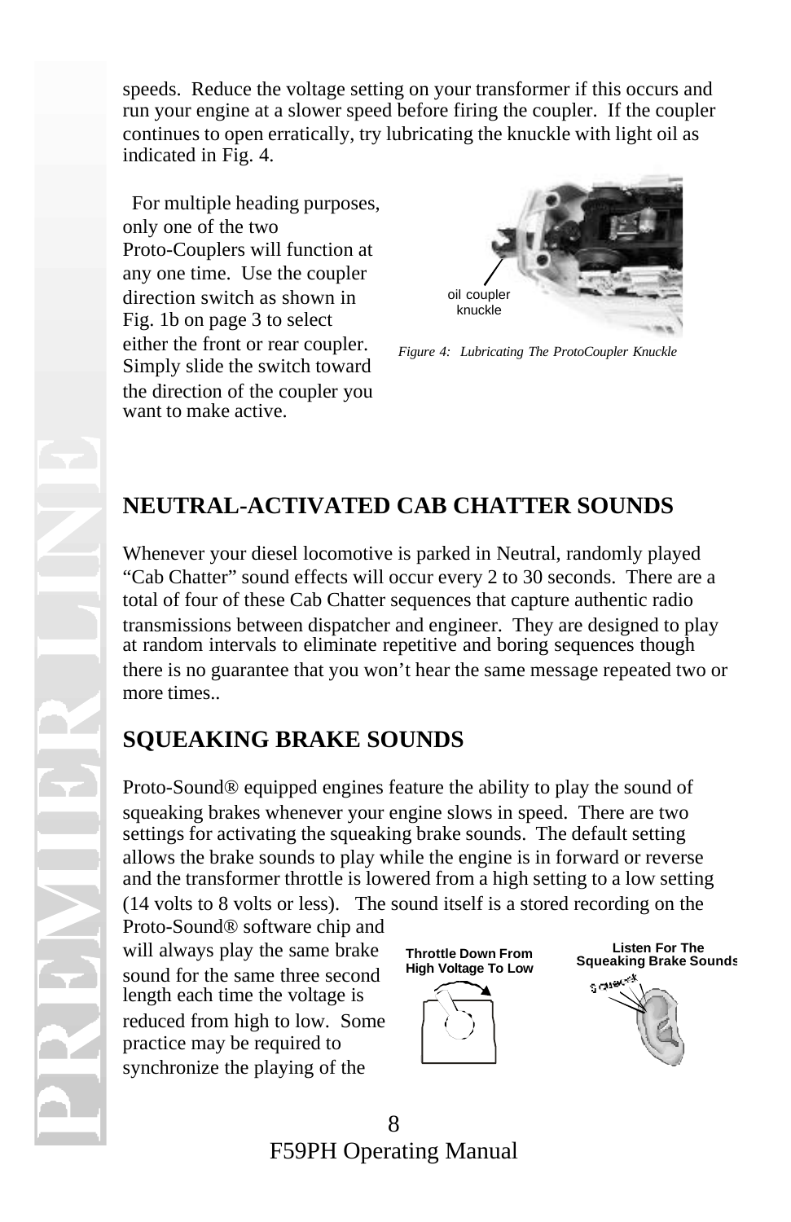speeds. Reduce the voltage setting on your transformer if this occurs and run your engine at a slower speed before firing the coupler. If the coupler continues to open erratically, try lubricating the knuckle with light oil as indicated in Fig. 4.

For multiple heading purposes, only one of the two Proto-Couplers will function at any one time. Use the coupler direction switch as shown in Fig. 1b on page 3 to select either the front or rear coupler. Simply slide the switch toward the direction of the coupler you want to make active.

oil coupler knuckle

*Figure 4: Lubricating The ProtoCoupler Knuckle*

## NEUTRAL-ACTIVATED CAB CHATTER SOUNDS

Whenever your diesel locomotive is parked in Neutral, randomly played "Cab Chatter" sound effects will occur every 2 to 30 seconds. There are a total of four of these Cab Chatter sequences that capture authentic radio transmissions between dispatcher and engineer. They are designed to play at random intervals to eliminate repetitive and boring sequences though there is no guarantee that you won't hear the same message repeated two or more times..

## SQUEAKING BRAKE SOUNDS

Proto-Sound® equipped engines feature the ability to play the sound of squeaking brakes whenever your engine slows in speed. There are two settings for activating the squeaking brake sounds. The default setting allows the brake sounds to play while the engine is in forward or reverse and the transformer throttle is lowered from a high setting to a low setting (14 volts to 8 volts or less). The sound itself is a stored recording on the Proto-Sound® software chip and will always play the same brake sound for the same three second length each time the voltage is reduced from high to low. Some practice may be required to synchronize the playing of the

**Throttle Down From High Voltage To Low**

**Listen For The Squeaking Brake Sounds**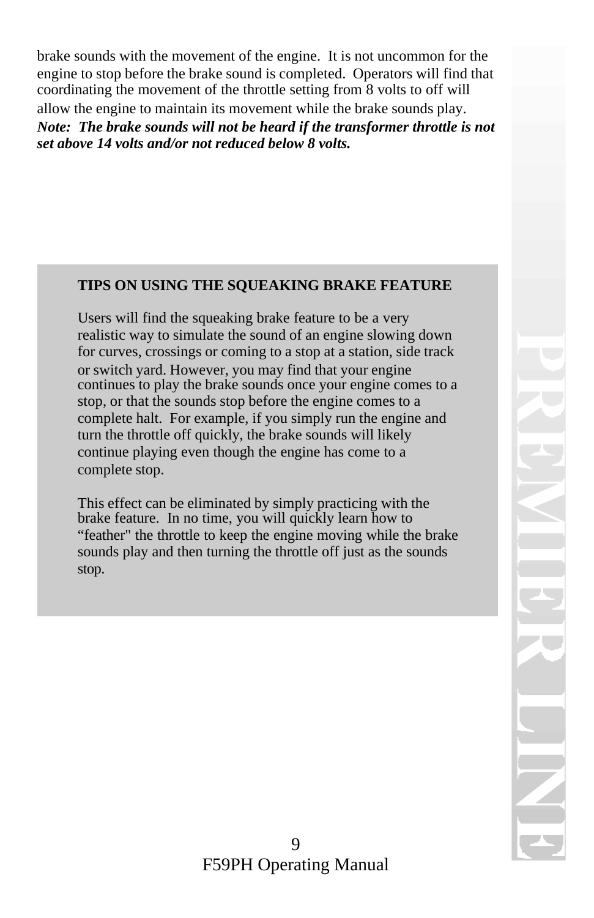brake sounds with the movement of the engine. It is not uncommon for the engine to stop before the brake sound is completed. Operators will find that coordinating the movement of the throttle setting from 8 volts to off will allow the engine to maintain its movement while the brake sounds play.
***Note: The brake sounds will not be heard if the transformer throttle is not set above 14 volts and/or not reduced below 8 volts.***

**TIPS ON USING THE SQUEAKING BRAKE FEATURE**

Users will find the squeaking brake feature to be a very realistic way to simulate the sound of an engine slowing down for curves, crossings or coming to a stop at a station, side track or switch yard. However, you may find that your engine continues to play the brake sounds once your engine comes to a stop, or that the sounds stop before the engine comes to a complete halt. For example, if you simply run the engine and turn the throttle off quickly, the brake sounds will likely continue playing even though the engine has come to a complete stop.

This effect can be eliminated by simply practicing with the brake feature. In no time, you will quickly learn how to “feather" the throttle to keep the engine moving while the brake sounds play and then turning the throttle off just as the sounds stop.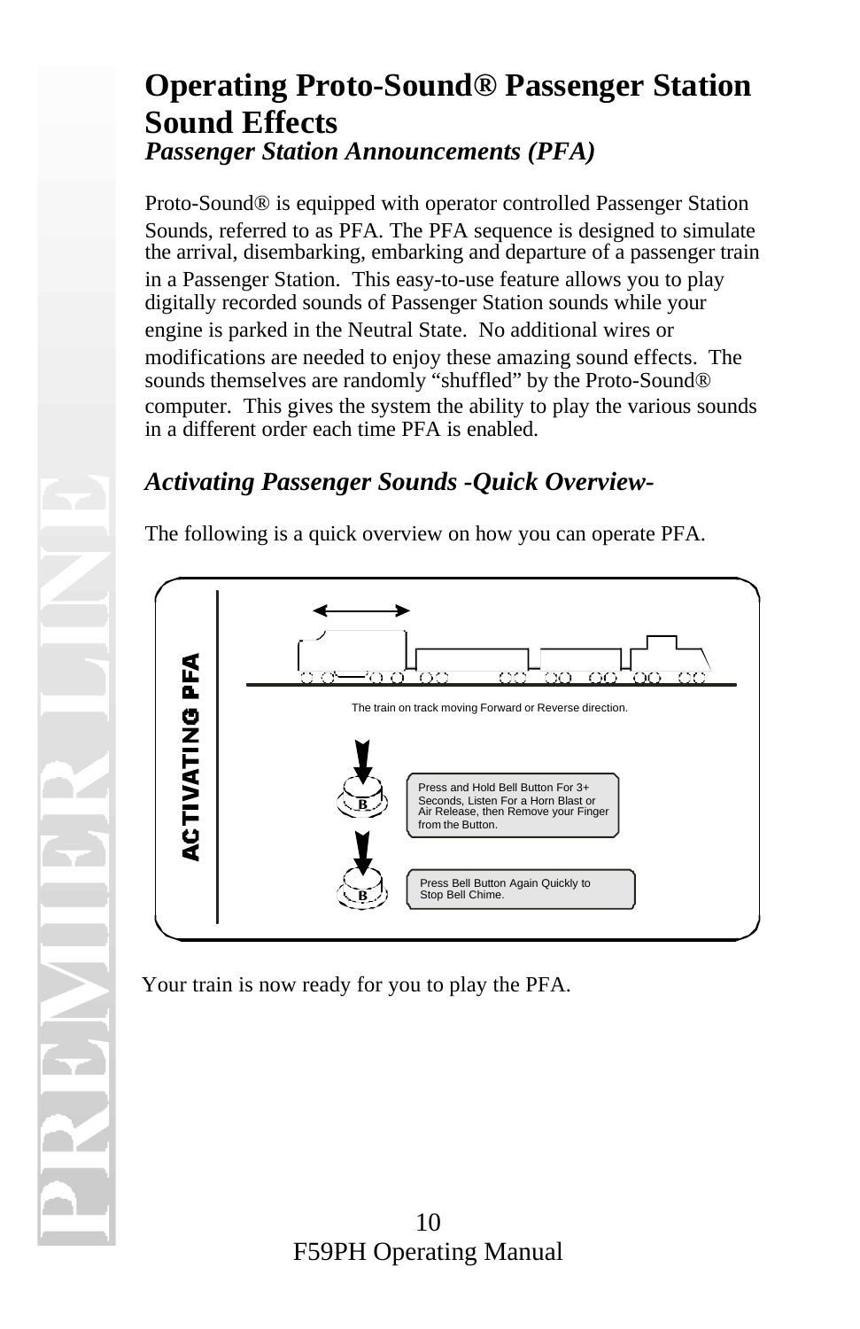# Operating Proto-Sound® Passenger Station Sound Effects

## *Passenger Station Announcements (PFA)*

Proto-Sound® is equipped with operator controlled Passenger Station Sounds, referred to as PFA. The PFA sequence is designed to simulate the arrival, disembarking, embarking and departure of a passenger train in a Passenger Station. This easy-to-use feature allows you to play digitally recorded sounds of Passenger Station sounds while your engine is parked in the Neutral State. No additional wires or modifications are needed to enjoy these amazing sound effects. The sounds themselves are randomly "shuffled" by the Proto-Sound® computer. This gives the system the ability to play the various sounds in a different order each time PFA is enabled.

## *Activating Passenger Sounds -Quick Overview-*

The following is a quick overview on how you can operate PFA.

**ACTIVATING PFA**

The train on track moving Forward or Reverse direction.

Press and Hold Bell Button For 3+ Seconds, Listen For a Horn Blast or Air Release, then Remove your Finger from the Button.

Press Bell Button Again Quickly to Stop Bell Chime.

Your train is now ready for you to play the PFA.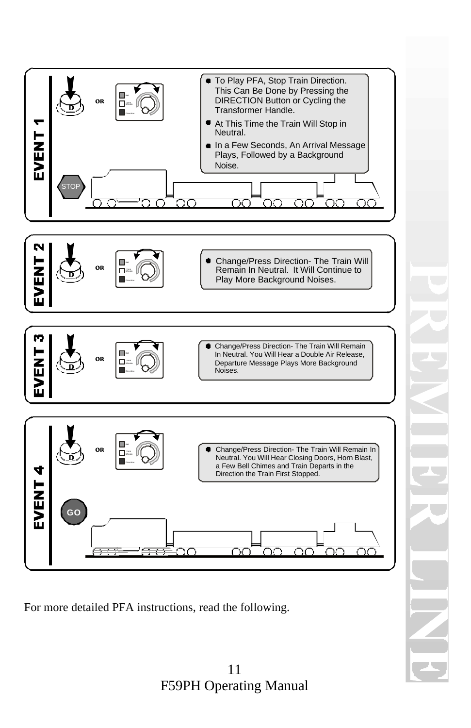## EVENT 1

- To Play PFA, Stop Train Direction. This Can Be Done by Pressing the DIRECTION Button or Cycling the Transformer Handle.
- At This Time the Train Will Stop in Neutral.
- In a Few Seconds, An Arrival Message Plays, Followed by a Background Noise.

STOP

## EVENT 2

- Change/Press Direction- The Train Will Remain In Neutral. It Will Continue to Play More Background Noises.

## EVENT 3

- Change/Press Direction- The Train Will Remain In Neutral. You Will Hear a Double Air Release, Departure Message Plays More Background Noises.

## EVENT 4

- Change/Press Direction- The Train Will Remain In Neutral. You Will Hear Closing Doors, Horn Blast, a Few Bell Chimes and Train Departs in the Direction the Train First Stopped.

GO

For more detailed PFA instructions, read the following.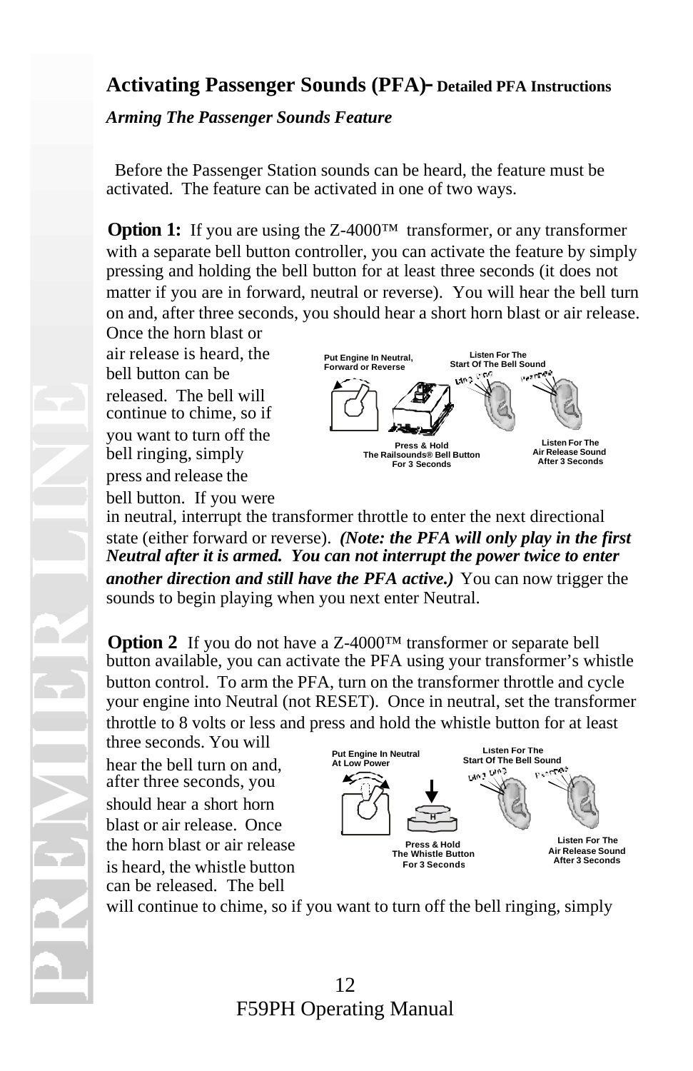## Activating Passenger Sounds (PFA)- Detailed PFA Instructions

### *Arming The Passenger Sounds Feature*

Before the Passenger Station sounds can be heard, the feature must be activated. The feature can be activated in one of two ways.

**Option 1:** If you are using the Z-4000™ transformer, or any transformer with a separate bell button controller, you can activate the feature by simply pressing and holding the bell button for at least three seconds (it does not matter if you are in forward, neutral or reverse). You will hear the bell turn on and, after three seconds, you should hear a short horn blast or air release. Once the horn blast or air release is heard, the bell button can be released. The bell will continue to chime, so if you want to turn off the bell ringing, simply press and release the bell button. If you were in neutral, interrupt the transformer throttle to enter the next directional state (either forward or reverse). ***(Note: the PFA will only play in the first Neutral after it is armed. You can not interrupt the power twice to enter another direction and still have the PFA active.)*** You can now trigger the sounds to begin playing when you next enter Neutral.

Put Engine In Neutral, Forward or Reverse — Press & Hold The Railsounds® Bell Button For 3 Seconds — Listen For The Start Of The Bell Sound — Listen For The Air Release Sound After 3 Seconds

**Option 2** If you do not have a Z-4000™ transformer or separate bell button available, you can activate the PFA using your transformer's whistle button control. To arm the PFA, turn on the transformer throttle and cycle your engine into Neutral (not RESET). Once in neutral, set the transformer throttle to 8 volts or less and press and hold the whistle button for at least three seconds. You will hear the bell turn on and, after three seconds, you should hear a short horn blast or air release. Once the horn blast or air release is heard, the whistle button can be released. The bell will continue to chime, so if you want to turn off the bell ringing, simply

Put Engine In Neutral At Low Power — Press & Hold The Whistle Button For 3 Seconds — Listen For The Start Of The Bell Sound — Listen For The Air Release Sound After 3 Seconds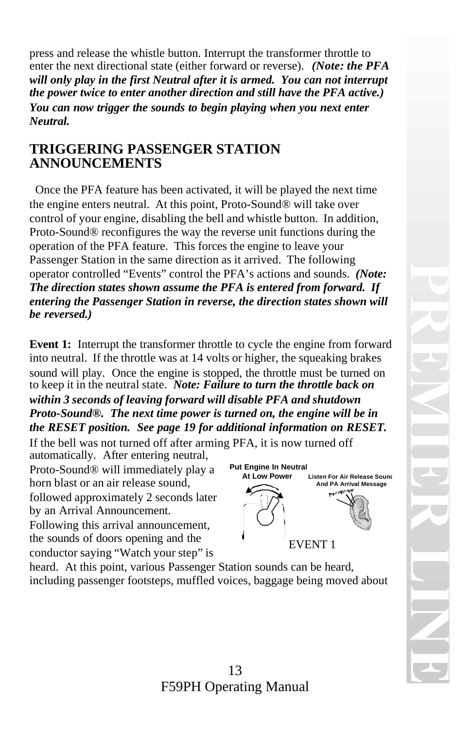press and release the whistle button. Interrupt the transformer throttle to enter the next directional state (either forward or reverse). ***(Note: the PFA will only play in the first Neutral after it is armed. You can not interrupt the power twice to enter another direction and still have the PFA active.) You can now trigger the sounds to begin playing when you next enter Neutral.***

## TRIGGERING PASSENGER STATION ANNOUNCEMENTS

Once the PFA feature has been activated, it will be played the next time the engine enters neutral. At this point, Proto-Sound® will take over control of your engine, disabling the bell and whistle button. In addition, Proto-Sound® reconfigures the way the reverse unit functions during the operation of the PFA feature. This forces the engine to leave your Passenger Station in the same direction as it arrived. The following operator controlled "Events" control the PFA's actions and sounds. ***(Note: The direction states shown assume the PFA is entered from forward. If entering the Passenger Station in reverse, the direction states shown will be reversed.)***

**Event 1:** Interrupt the transformer throttle to cycle the engine from forward into neutral. If the throttle was at 14 volts or higher, the squeaking brakes sound will play. Once the engine is stopped, the throttle must be turned on to keep it in the neutral state. ***Note: Failure to turn the throttle back on within 3 seconds of leaving forward will disable PFA and shutdown Proto-Sound®. The next time power is turned on, the engine will be in the RESET position. See page 19 for additional information on RESET.*** If the bell was not turned off after arming PFA, it is now turned off automatically. After entering neutral, Proto-Sound® will immediately play a horn blast or an air release sound, followed approximately 2 seconds later by an Arrival Announcement. Following this arrival announcement, the sounds of doors opening and the conductor saying "Watch your step" is heard. At this point, various Passenger Station sounds can be heard, including passenger footsteps, muffled voices, baggage being moved about

Put Engine In Neutral At Low Power

Listen For Air Release Sound And PA Arrival Message

EVENT 1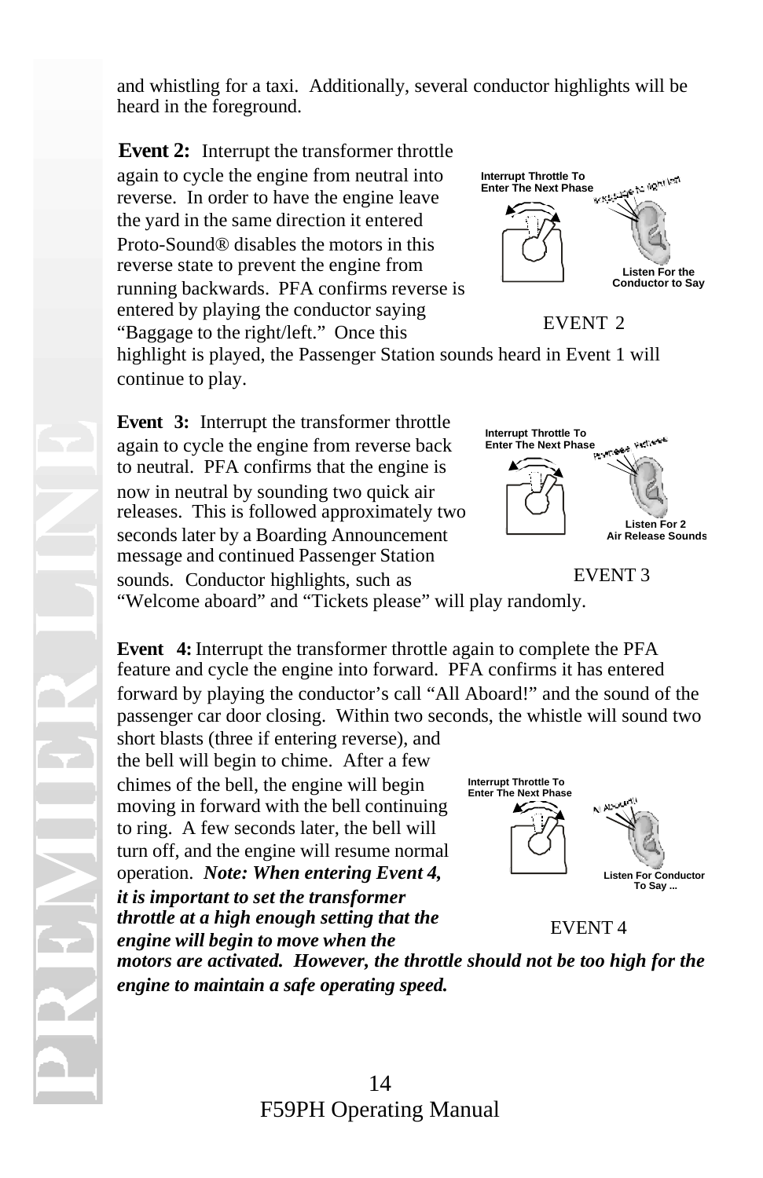and whistling for a taxi. Additionally, several conductor highlights will be heard in the foreground.

**Event 2:** Interrupt the transformer throttle again to cycle the engine from neutral into reverse. In order to have the engine leave the yard in the same direction it entered Proto-Sound® disables the motors in this reverse state to prevent the engine from running backwards. PFA confirms reverse is entered by playing the conductor saying "Baggage to the right/left." Once this highlight is played, the Passenger Station sounds heard in Event 1 will continue to play.

Interrupt Throttle To Enter The Next Phase

Listen For the Conductor to Say

EVENT 2

**Event 3:** Interrupt the transformer throttle again to cycle the engine from reverse back to neutral. PFA confirms that the engine is now in neutral by sounding two quick air releases. This is followed approximately two seconds later by a Boarding Announcement message and continued Passenger Station sounds. Conductor highlights, such as "Welcome aboard" and "Tickets please" will play randomly.

Interrupt Throttle To Enter The Next Phase

Listen For 2 Air Release Sounds

EVENT 3

**Event 4:** Interrupt the transformer throttle again to complete the PFA feature and cycle the engine into forward. PFA confirms it has entered forward by playing the conductor's call "All Aboard!" and the sound of the passenger car door closing. Within two seconds, the whistle will sound two short blasts (three if entering reverse), and the bell will begin to chime. After a few chimes of the bell, the engine will begin moving in forward with the bell continuing to ring. A few seconds later, the bell will turn off, and the engine will resume normal operation. ***Note: When entering Event 4, it is important to set the transformer throttle at a high enough setting that the engine will begin to move when the motors are activated. However, the throttle should not be too high for the engine to maintain a safe operating speed.***

Interrupt Throttle To Enter The Next Phase

Listen For Conductor To Say ...

EVENT 4

F59PH Operating Manual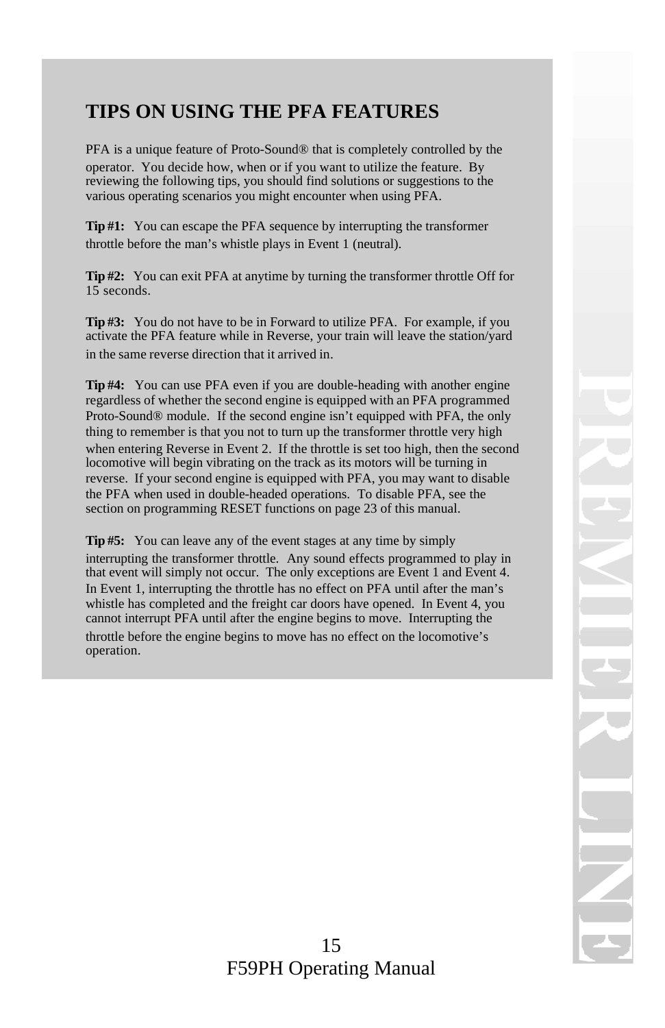## TIPS ON USING THE PFA FEATURES

PFA is a unique feature of Proto-Sound® that is completely controlled by the operator. You decide how, when or if you want to utilize the feature. By reviewing the following tips, you should find solutions or suggestions to the various operating scenarios you might encounter when using PFA.

**Tip #1:** You can escape the PFA sequence by interrupting the transformer throttle before the man's whistle plays in Event 1 (neutral).

**Tip #2:** You can exit PFA at anytime by turning the transformer throttle Off for 15 seconds.

**Tip #3:** You do not have to be in Forward to utilize PFA. For example, if you activate the PFA feature while in Reverse, your train will leave the station/yard in the same reverse direction that it arrived in.

**Tip #4:** You can use PFA even if you are double-heading with another engine regardless of whether the second engine is equipped with an PFA programmed Proto-Sound® module. If the second engine isn't equipped with PFA, the only thing to remember is that you not to turn up the transformer throttle very high when entering Reverse in Event 2. If the throttle is set too high, then the second locomotive will begin vibrating on the track as its motors will be turning in reverse. If your second engine is equipped with PFA, you may want to disable the PFA when used in double-headed operations. To disable PFA, see the section on programming RESET functions on page 23 of this manual.

**Tip #5:** You can leave any of the event stages at any time by simply interrupting the transformer throttle. Any sound effects programmed to play in that event will simply not occur. The only exceptions are Event 1 and Event 4. In Event 1, interrupting the throttle has no effect on PFA until after the man's whistle has completed and the freight car doors have opened. In Event 4, you cannot interrupt PFA until after the engine begins to move. Interrupting the throttle before the engine begins to move has no effect on the locomotive's operation.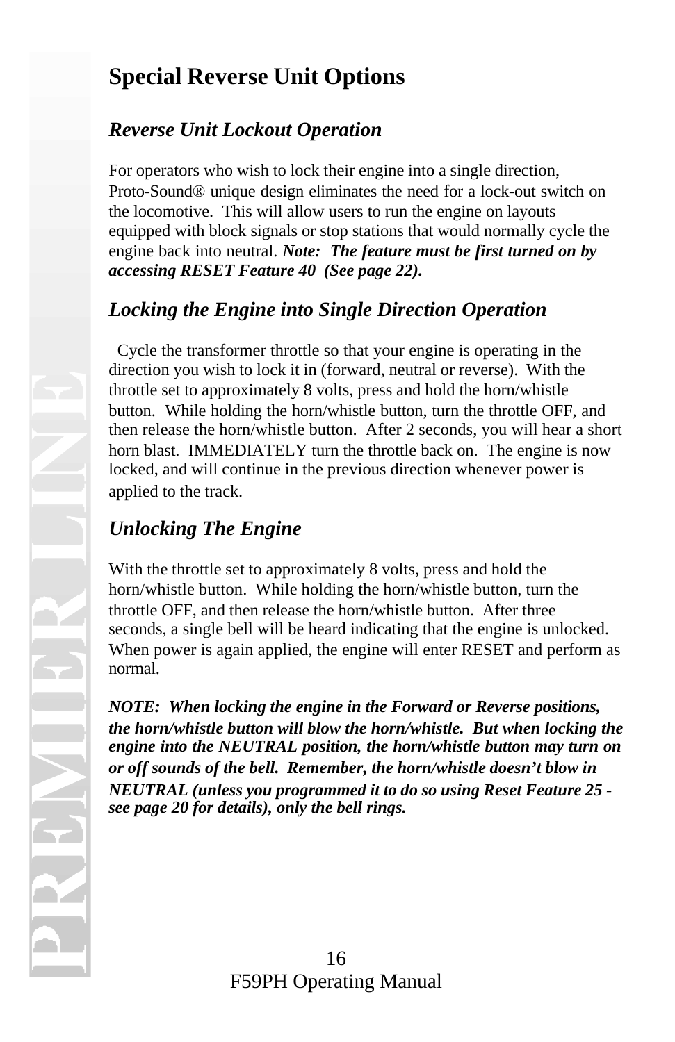# Special Reverse Unit Options

## *Reverse Unit Lockout Operation*

For operators who wish to lock their engine into a single direction, Proto-Sound® unique design eliminates the need for a lock-out switch on the locomotive. This will allow users to run the engine on layouts equipped with block signals or stop stations that would normally cycle the engine back into neutral. ***Note: The feature must be first turned on by accessing RESET Feature 40 (See page 22).***

## *Locking the Engine into Single Direction Operation*

Cycle the transformer throttle so that your engine is operating in the direction you wish to lock it in (forward, neutral or reverse). With the throttle set to approximately 8 volts, press and hold the horn/whistle button. While holding the horn/whistle button, turn the throttle OFF, and then release the horn/whistle button. After 2 seconds, you will hear a short horn blast. IMMEDIATELY turn the throttle back on. The engine is now locked, and will continue in the previous direction whenever power is applied to the track.

## *Unlocking The Engine*

With the throttle set to approximately 8 volts, press and hold the horn/whistle button. While holding the horn/whistle button, turn the throttle OFF, and then release the horn/whistle button. After three seconds, a single bell will be heard indicating that the engine is unlocked. When power is again applied, the engine will enter RESET and perform as normal.

***NOTE: When locking the engine in the Forward or Reverse positions, the horn/whistle button will blow the horn/whistle. But when locking the engine into the NEUTRAL position, the horn/whistle button may turn on or off sounds of the bell. Remember, the horn/whistle doesn't blow in NEUTRAL (unless you programmed it to do so using Reset Feature 25 - see page 20 for details), only the bell rings.***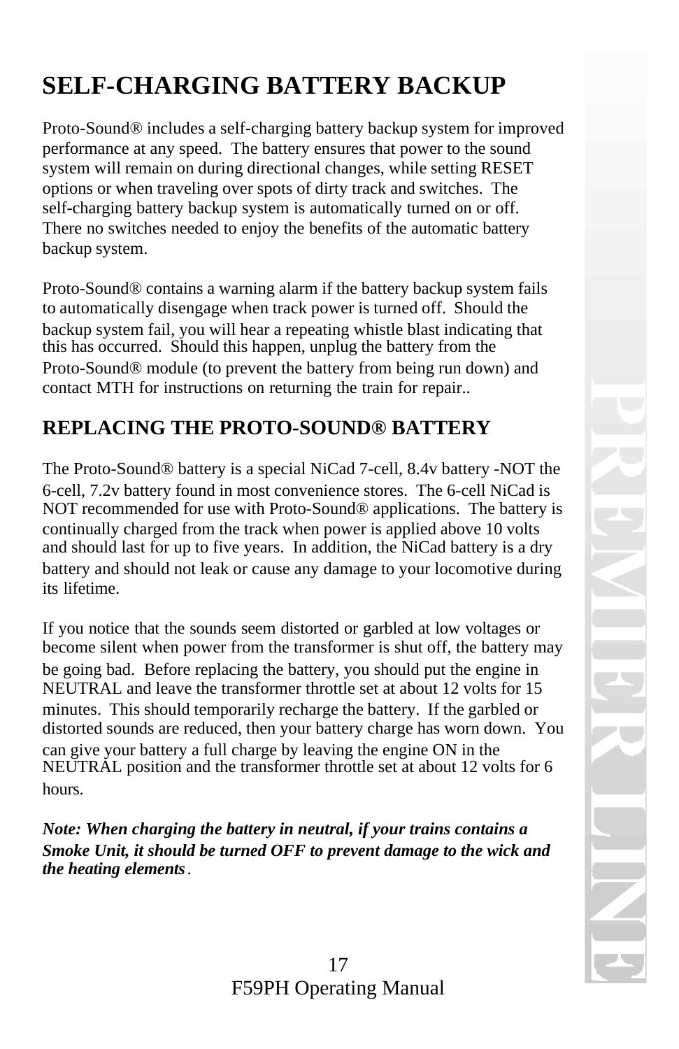# SELF-CHARGING BATTERY BACKUP

Proto-Sound® includes a self-charging battery backup system for improved performance at any speed. The battery ensures that power to the sound system will remain on during directional changes, while setting RESET options or when traveling over spots of dirty track and switches. The self-charging battery backup system is automatically turned on or off. There no switches needed to enjoy the benefits of the automatic battery backup system.

Proto-Sound® contains a warning alarm if the battery backup system fails to automatically disengage when track power is turned off. Should the backup system fail, you will hear a repeating whistle blast indicating that this has occurred. Should this happen, unplug the battery from the Proto-Sound® module (to prevent the battery from being run down) and contact MTH for instructions on returning the train for repair..

## REPLACING THE PROTO-SOUND® BATTERY

The Proto-Sound® battery is a special NiCad 7-cell, 8.4v battery -NOT the 6-cell, 7.2v battery found in most convenience stores. The 6-cell NiCad is NOT recommended for use with Proto-Sound® applications. The battery is continually charged from the track when power is applied above 10 volts and should last for up to five years. In addition, the NiCad battery is a dry battery and should not leak or cause any damage to your locomotive during its lifetime.

If you notice that the sounds seem distorted or garbled at low voltages or become silent when power from the transformer is shut off, the battery may be going bad. Before replacing the battery, you should put the engine in NEUTRAL and leave the transformer throttle set at about 12 volts for 15 minutes. This should temporarily recharge the battery. If the garbled or distorted sounds are reduced, then your battery charge has worn down. You can give your battery a full charge by leaving the engine ON in the NEUTRAL position and the transformer throttle set at about 12 volts for 6 hours.

***Note: When charging the battery in neutral, if your trains contains a Smoke Unit, it should be turned OFF to prevent damage to the wick and the heating elements.***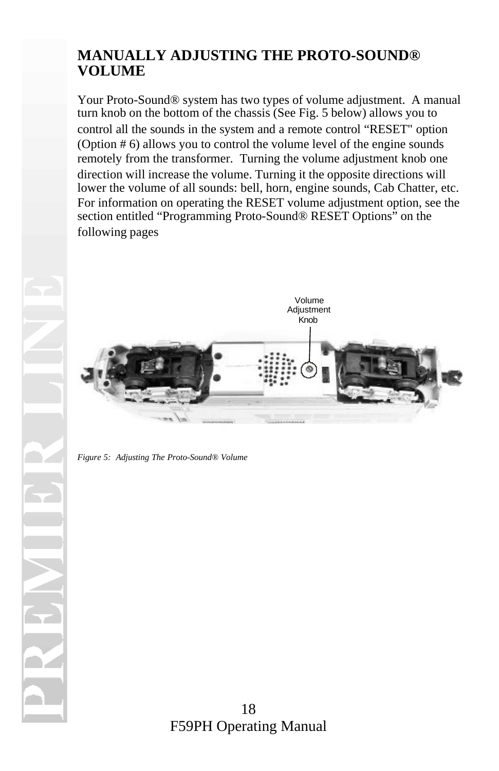## MANUALLY ADJUSTING THE PROTO-SOUND® VOLUME

Your Proto-Sound® system has two types of volume adjustment. A manual turn knob on the bottom of the chassis (See Fig. 5 below) allows you to control all the sounds in the system and a remote control “RESET" option (Option # 6) allows you to control the volume level of the engine sounds remotely from the transformer. Turning the volume adjustment knob one direction will increase the volume. Turning it the opposite directions will lower the volume of all sounds: bell, horn, engine sounds, Cab Chatter, etc. For information on operating the RESET volume adjustment option, see the section entitled “Programming Proto-Sound® RESET Options” on the following pages

Volume Adjustment Knob

*Figure 5: Adjusting The Proto-Sound® Volume*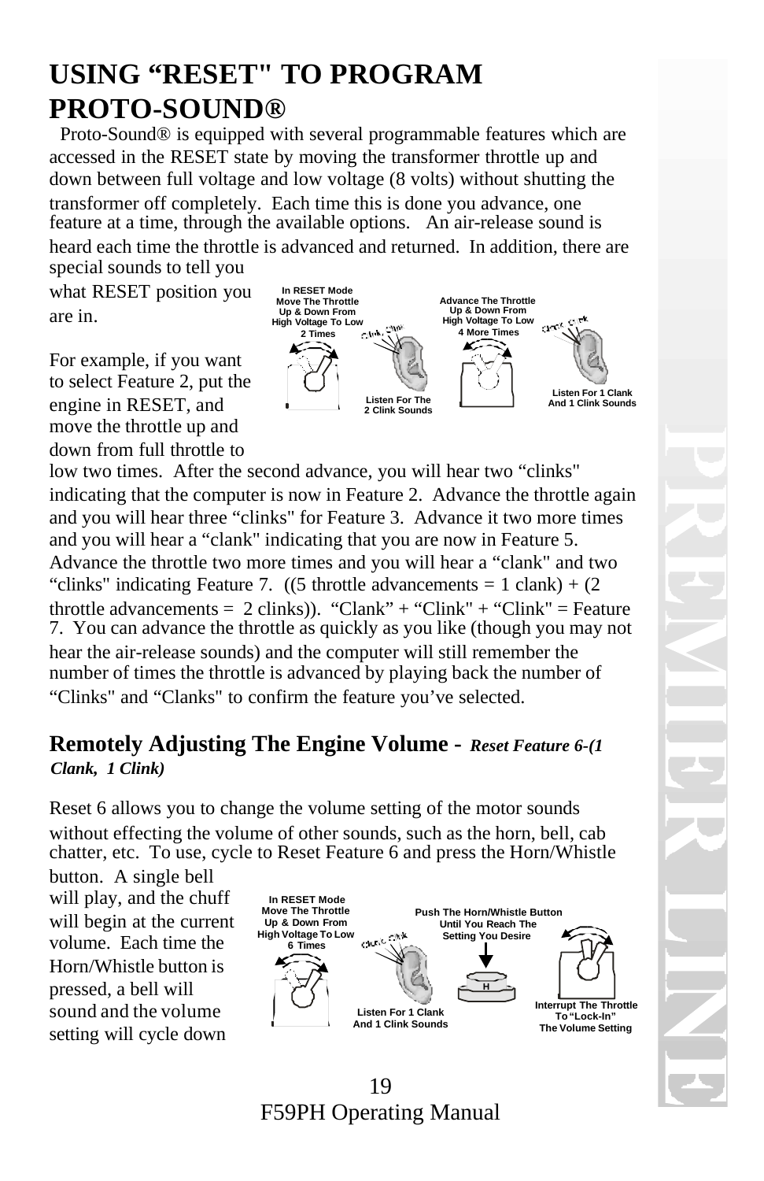# USING "RESET" TO PROGRAM PROTO-SOUND®

Proto-Sound® is equipped with several programmable features which are accessed in the RESET state by moving the transformer throttle up and down between full voltage and low voltage (8 volts) without shutting the transformer off completely. Each time this is done you advance, one feature at a time, through the available options. An air-release sound is heard each time the throttle is advanced and returned. In addition, there are special sounds to tell you what RESET position you are in.

In RESET Mode Move The Throttle Up & Down From High Voltage To Low 2 Times

Listen For The 2 Clink Sounds

Advance The Throttle Up & Down From High Voltage To Low 4 More Times

Listen For 1 Clank And 1 Clink Sounds

For example, if you want to select Feature 2, put the engine in RESET, and move the throttle up and down from full throttle to low two times. After the second advance, you will hear two "clinks" indicating that the computer is now in Feature 2. Advance the throttle again and you will hear three "clinks" for Feature 3. Advance it two more times and you will hear a "clank" indicating that you are now in Feature 5. Advance the throttle two more times and you will hear a "clank" and two "clinks" indicating Feature 7. ((5 throttle advancements = 1 clank) + (2 throttle advancements = 2 clinks)). "Clank" + "Clink" + "Clink" = Feature 7. You can advance the throttle as quickly as you like (though you may not hear the air-release sounds) and the computer will still remember the number of times the throttle is advanced by playing back the number of "Clinks" and "Clanks" to confirm the feature you've selected.

## Remotely Adjusting The Engine Volume - *Reset Feature 6-(1 Clank, 1 Clink)*

Reset 6 allows you to change the volume setting of the motor sounds without effecting the volume of other sounds, such as the horn, bell, cab chatter, etc. To use, cycle to Reset Feature 6 and press the Horn/Whistle button. A single bell will play, and the chuff will begin at the current volume. Each time the Horn/Whistle button is pressed, a bell will sound and the volume setting will cycle down

In RESET Mode Move The Throttle Up & Down From High Voltage To Low 6 Times

Listen For 1 Clank And 1 Clink Sounds

Push The Horn/Whistle Button Until You Reach The Setting You Desire

Interrupt The Throttle To "Lock-In" The Volume Setting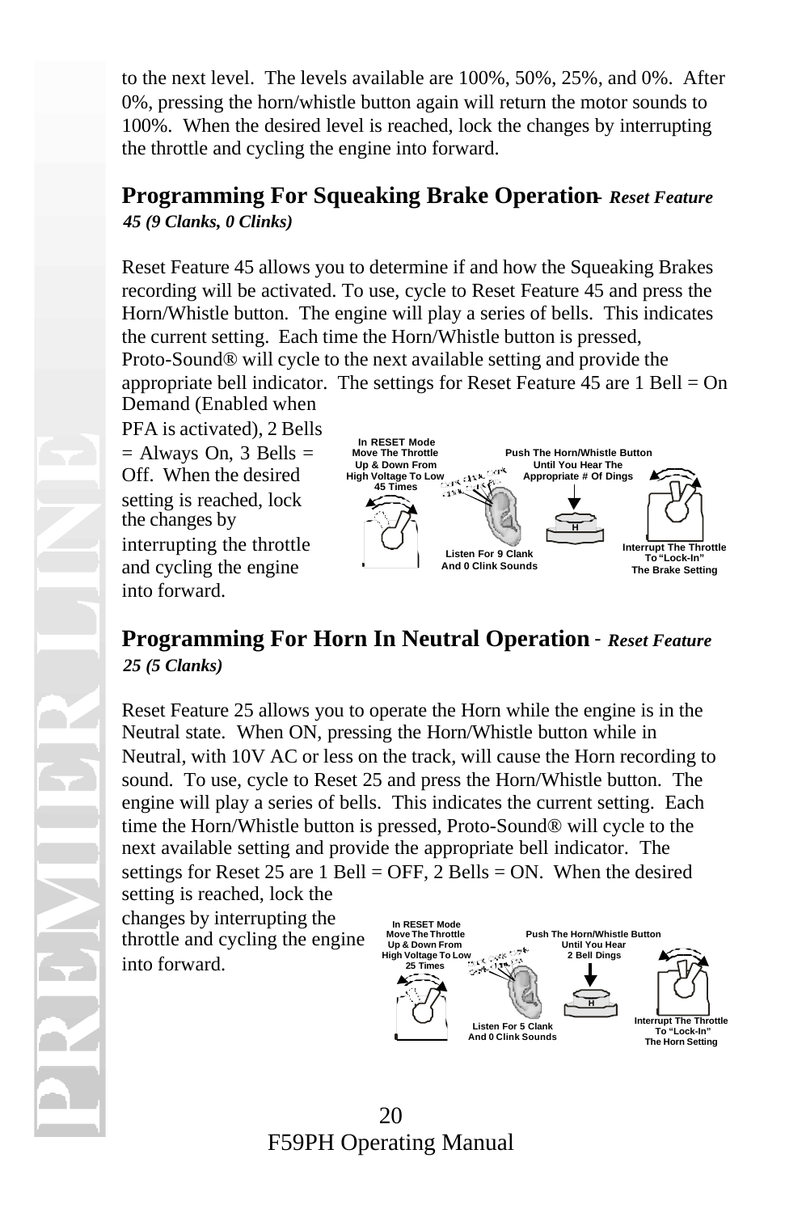to the next level. The levels available are 100%, 50%, 25%, and 0%. After 0%, pressing the horn/whistle button again will return the motor sounds to 100%. When the desired level is reached, lock the changes by interrupting the throttle and cycling the engine into forward.

## Programming For Squeaking Brake Operation - *Reset Feature 45 (9 Clanks, 0 Clinks)*

Reset Feature 45 allows you to determine if and how the Squeaking Brakes recording will be activated. To use, cycle to Reset Feature 45 and press the Horn/Whistle button. The engine will play a series of bells. This indicates the current setting. Each time the Horn/Whistle button is pressed, Proto-Sound® will cycle to the next available setting and provide the appropriate bell indicator. The settings for Reset Feature 45 are 1 Bell = On Demand (Enabled when PFA is activated), 2 Bells = Always On, 3 Bells = Off. When the desired setting is reached, lock the changes by interrupting the throttle and cycling the engine into forward.

In RESET Mode Move The Throttle Up & Down From High Voltage To Low 45 Times

Listen For 9 Clank And 0 Clink Sounds

Push The Horn/Whistle Button Until You Hear The Appropriate # Of Dings

Interrupt The Throttle To "Lock-In" The Brake Setting

## Programming For Horn In Neutral Operation - *Reset Feature 25 (5 Clanks)*

Reset Feature 25 allows you to operate the Horn while the engine is in the Neutral state. When ON, pressing the Horn/Whistle button while in Neutral, with 10V AC or less on the track, will cause the Horn recording to sound. To use, cycle to Reset 25 and press the Horn/Whistle button. The engine will play a series of bells. This indicates the current setting. Each time the Horn/Whistle button is pressed, Proto-Sound® will cycle to the next available setting and provide the appropriate bell indicator. The settings for Reset 25 are 1 Bell = OFF, 2 Bells = ON. When the desired setting is reached, lock the changes by interrupting the throttle and cycling the engine into forward.

In RESET Mode Move The Throttle Up & Down From High Voltage To Low 25 Times

Listen For 5 Clank And 0 Clink Sounds

Push The Horn/Whistle Button Until You Hear 2 Bell Dings

Interrupt The Throttle To "Lock-In" The Horn Setting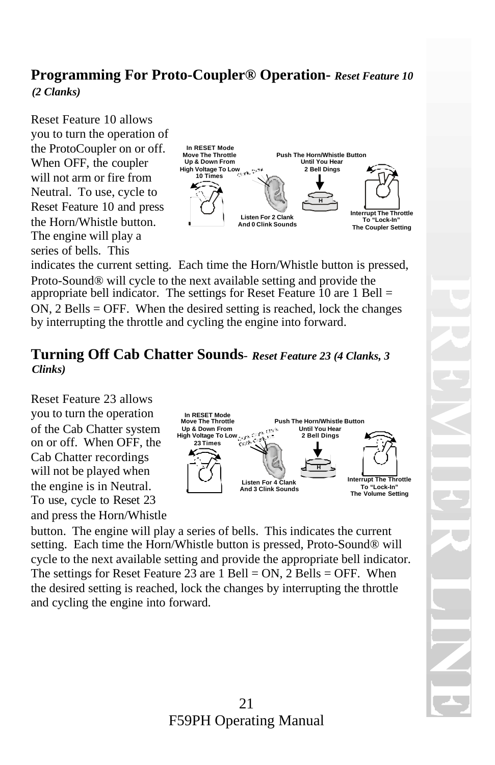## Programming For Proto-Coupler® Operation- *Reset Feature 10 (2 Clanks)*

Reset Feature 10 allows you to turn the operation of the ProtoCoupler on or off. When OFF, the coupler will not arm or fire from Neutral. To use, cycle to Reset Feature 10 and press the Horn/Whistle button. The engine will play a series of bells. This indicates the current setting. Each time the Horn/Whistle button is pressed, Proto-Sound® will cycle to the next available setting and provide the appropriate bell indicator. The settings for Reset Feature 10 are 1 Bell = ON, 2 Bells = OFF. When the desired setting is reached, lock the changes by interrupting the throttle and cycling the engine into forward.

In RESET Mode Move The Throttle Up & Down From High Voltage To Low 10 Times

Listen For 2 Clank And 0 Clink Sounds

Push The Horn/Whistle Button Until You Hear 2 Bell Dings

Interrupt The Throttle To "Lock-In" The Coupler Setting

## Turning Off Cab Chatter Sounds- *Reset Feature 23 (4 Clanks, 3 Clinks)*

Reset Feature 23 allows you to turn the operation of the Cab Chatter system on or off. When OFF, the Cab Chatter recordings will not be played when the engine is in Neutral. To use, cycle to Reset 23 and press the Horn/Whistle button. The engine will play a series of bells. This indicates the current setting. Each time the Horn/Whistle button is pressed, Proto-Sound® will cycle to the next available setting and provide the appropriate bell indicator. The settings for Reset Feature 23 are 1 Bell = ON, 2 Bells = OFF. When the desired setting is reached, lock the changes by interrupting the throttle and cycling the engine into forward.

In RESET Mode Move The Throttle Up & Down From High Voltage To Low 23 Times

Listen For 4 Clank And 3 Clink Sounds

Push The Horn/Whistle Button Until You Hear 2 Bell Dings

Interrupt The Throttle To "Lock-In" The Volume Setting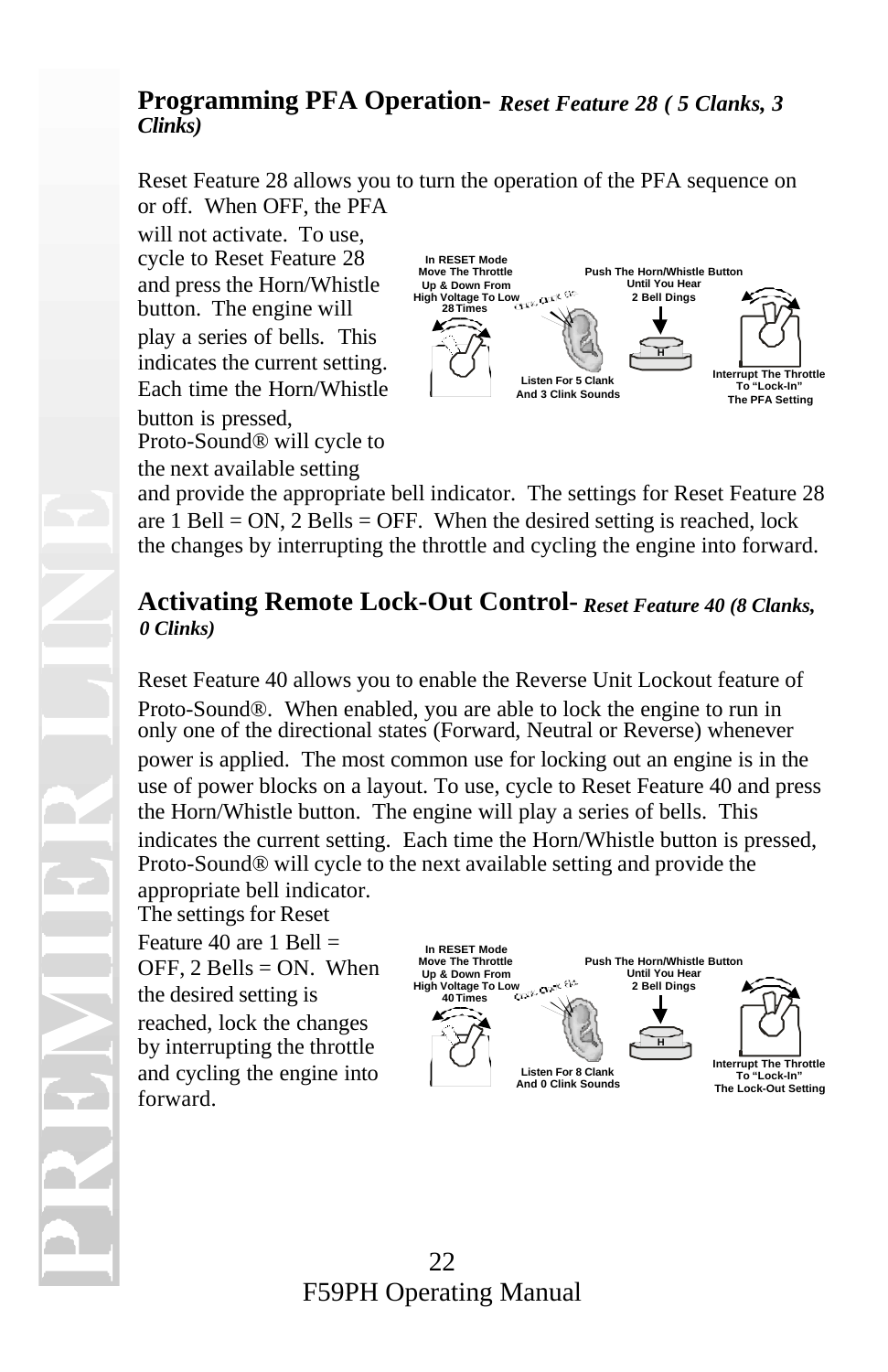## Programming PFA Operation- *Reset Feature 28 ( 5 Clanks, 3 Clinks)*

Reset Feature 28 allows you to turn the operation of the PFA sequence on or off. When OFF, the PFA will not activate. To use, cycle to Reset Feature 28 and press the Horn/Whistle button. The engine will play a series of bells. This indicates the current setting. Each time the Horn/Whistle button is pressed, Proto-Sound® will cycle to the next available setting and provide the appropriate bell indicator. The settings for Reset Feature 28 are 1 Bell = ON, 2 Bells = OFF. When the desired setting is reached, lock the changes by interrupting the throttle and cycling the engine into forward.

In RESET Mode Move The Throttle Up & Down From High Voltage To Low 28 Times

Listen For 5 Clank And 3 Clink Sounds

Push The Horn/Whistle Button Until You Hear 2 Bell Dings

Interrupt The Throttle To "Lock-In" The PFA Setting

## Activating Remote Lock-Out Control- *Reset Feature 40 (8 Clanks, 0 Clinks)*

Reset Feature 40 allows you to enable the Reverse Unit Lockout feature of Proto-Sound®. When enabled, you are able to lock the engine to run in only one of the directional states (Forward, Neutral or Reverse) whenever power is applied. The most common use for locking out an engine is in the use of power blocks on a layout. To use, cycle to Reset Feature 40 and press the Horn/Whistle button. The engine will play a series of bells. This indicates the current setting. Each time the Horn/Whistle button is pressed, Proto-Sound® will cycle to the next available setting and provide the appropriate bell indicator. The settings for Reset Feature 40 are 1 Bell = OFF, 2 Bells = ON. When the desired setting is reached, lock the changes by interrupting the throttle and cycling the engine into forward.

In RESET Mode Move The Throttle Up & Down From High Voltage To Low 40 Times

Listen For 8 Clank And 0 Clink Sounds

Push The Horn/Whistle Button Until You Hear 2 Bell Dings

Interrupt The Throttle To "Lock-In" The Lock-Out Setting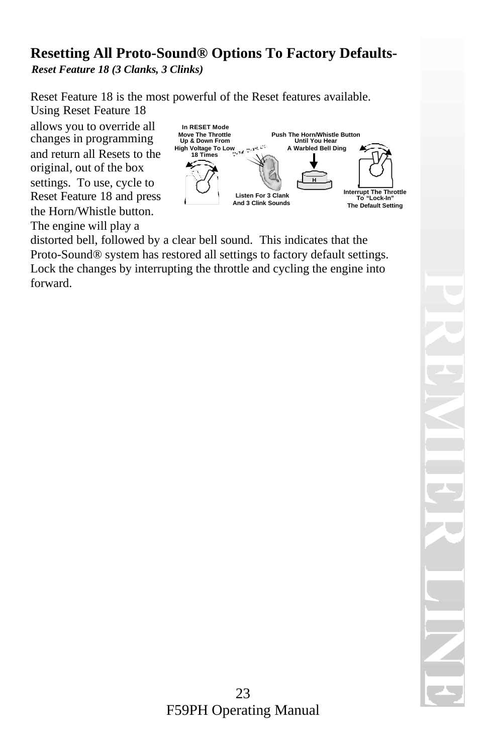# Resetting All Proto-Sound® Options To Factory Defaults-

***Reset Feature 18 (3 Clanks, 3 Clinks)***

Reset Feature 18 is the most powerful of the Reset features available. Using Reset Feature 18 allows you to override all changes in programming and return all Resets to the original, out of the box settings. To use, cycle to Reset Feature 18 and press the Horn/Whistle button. The engine will play a distorted bell, followed by a clear bell sound. This indicates that the Proto-Sound® system has restored all settings to factory default settings. Lock the changes by interrupting the throttle and cycling the engine into forward.

In RESET Mode Move The Throttle Up & Down From High Voltage To Low 18 Times

Listen For 3 Clank And 3 Clink Sounds

Push The Horn/Whistle Button Until You Hear A Warbled Bell Ding

Interrupt The Throttle To "Lock-In" The Default Setting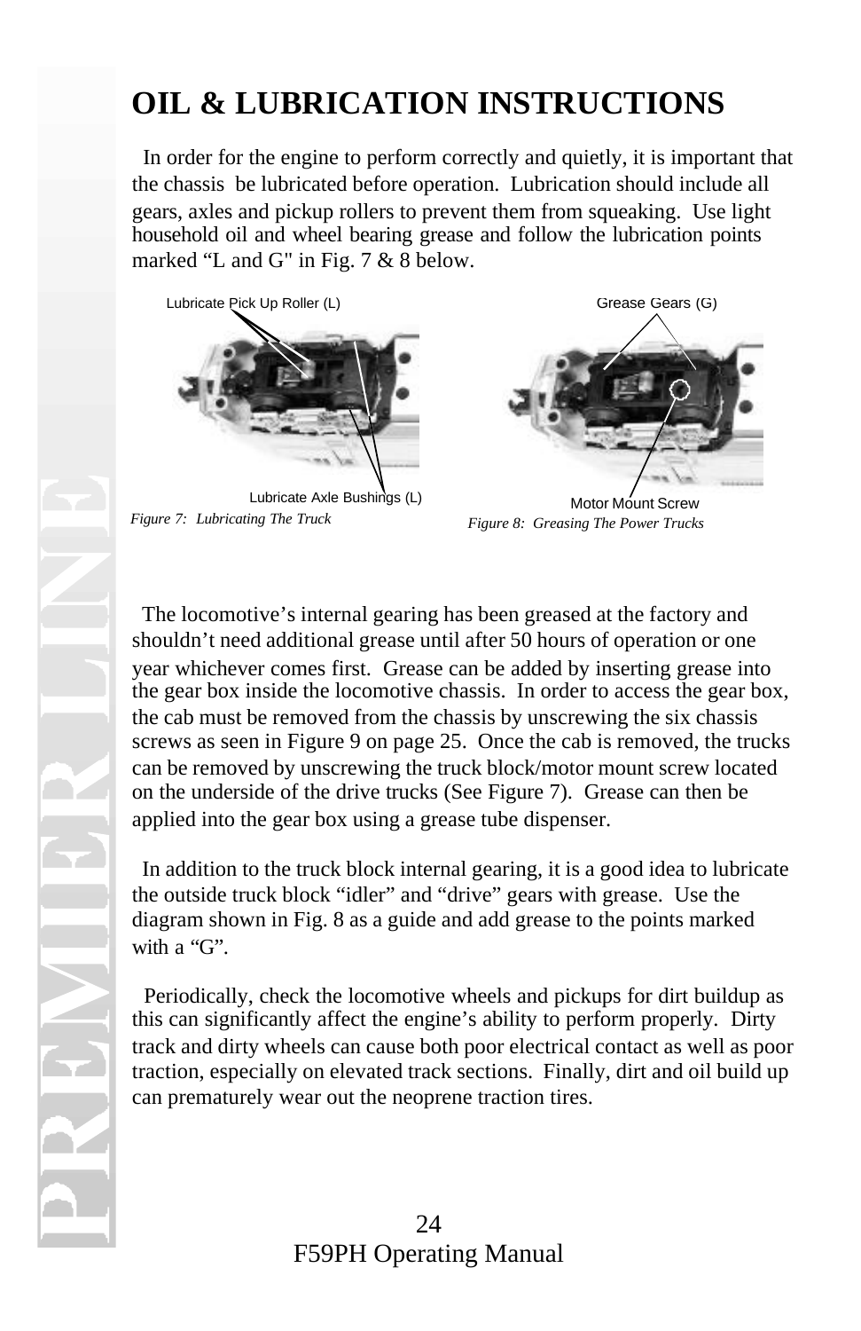# OIL & LUBRICATION INSTRUCTIONS

In order for the engine to perform correctly and quietly, it is important that the chassis be lubricated before operation. Lubrication should include all gears, axles and pickup rollers to prevent them from squeaking. Use light household oil and wheel bearing grease and follow the lubrication points marked "L and G" in Fig. 7 & 8 below.

Lubricate Pick Up Roller (L)

Lubricate Axle Bushings (L)

*Figure 7: Lubricating The Truck*

Grease Gears (G)

Motor Mount Screw

*Figure 8: Greasing The Power Trucks*

The locomotive's internal gearing has been greased at the factory and shouldn't need additional grease until after 50 hours of operation or one year whichever comes first. Grease can be added by inserting grease into the gear box inside the locomotive chassis. In order to access the gear box, the cab must be removed from the chassis by unscrewing the six chassis screws as seen in Figure 9 on page 25. Once the cab is removed, the trucks can be removed by unscrewing the truck block/motor mount screw located on the underside of the drive trucks (See Figure 7). Grease can then be applied into the gear box using a grease tube dispenser.

In addition to the truck block internal gearing, it is a good idea to lubricate the outside truck block "idler" and "drive" gears with grease. Use the diagram shown in Fig. 8 as a guide and add grease to the points marked with a "G".

Periodically, check the locomotive wheels and pickups for dirt buildup as this can significantly affect the engine's ability to perform properly. Dirty track and dirty wheels can cause both poor electrical contact as well as poor traction, especially on elevated track sections. Finally, dirt and oil build up can prematurely wear out the neoprene traction tires.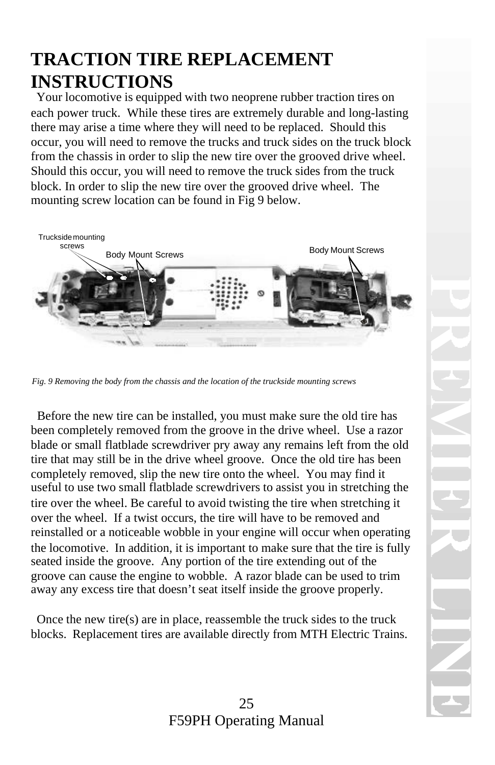# TRACTION TIRE REPLACEMENT INSTRUCTIONS

Your locomotive is equipped with two neoprene rubber traction tires on each power truck. While these tires are extremely durable and long-lasting there may arise a time where they will need to be replaced. Should this occur, you will need to remove the trucks and truck sides on the truck block from the chassis in order to slip the new tire over the grooved drive wheel. Should this occur, you will need to remove the truck sides from the truck block. In order to slip the new tire over the grooved drive wheel. The mounting screw location can be found in Fig 9 below.

Truckside mounting screws

Body Mount Screws

Body Mount Screws

*Fig. 9 Removing the body from the chassis and the location of the truckside mounting screws*

Before the new tire can be installed, you must make sure the old tire has been completely removed from the groove in the drive wheel. Use a razor blade or small flatblade screwdriver pry away any remains left from the old tire that may still be in the drive wheel groove. Once the old tire has been completely removed, slip the new tire onto the wheel. You may find it useful to use two small flatblade screwdrivers to assist you in stretching the tire over the wheel. Be careful to avoid twisting the tire when stretching it over the wheel. If a twist occurs, the tire will have to be removed and reinstalled or a noticeable wobble in your engine will occur when operating the locomotive. In addition, it is important to make sure that the tire is fully seated inside the groove. Any portion of the tire extending out of the groove can cause the engine to wobble. A razor blade can be used to trim away any excess tire that doesn't seat itself inside the groove properly.

Once the new tire(s) are in place, reassemble the truck sides to the truck blocks. Replacement tires are available directly from MTH Electric Trains.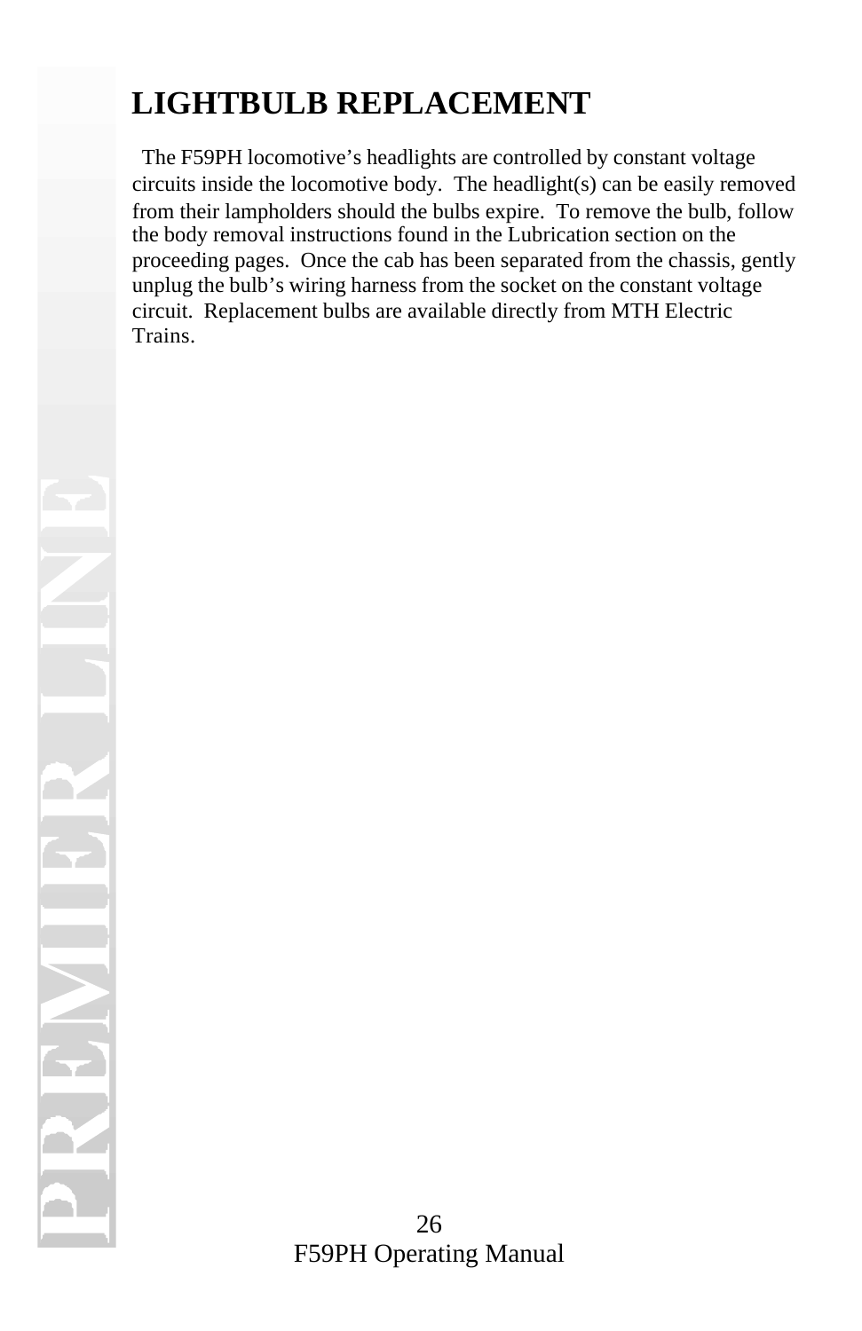# LIGHTBULB REPLACEMENT

The F59PH locomotive's headlights are controlled by constant voltage circuits inside the locomotive body. The headlight(s) can be easily removed from their lampholders should the bulbs expire. To remove the bulb, follow the body removal instructions found in the Lubrication section on the proceeding pages. Once the cab has been separated from the chassis, gently unplug the bulb's wiring harness from the socket on the constant voltage circuit. Replacement bulbs are available directly from MTH Electric Trains.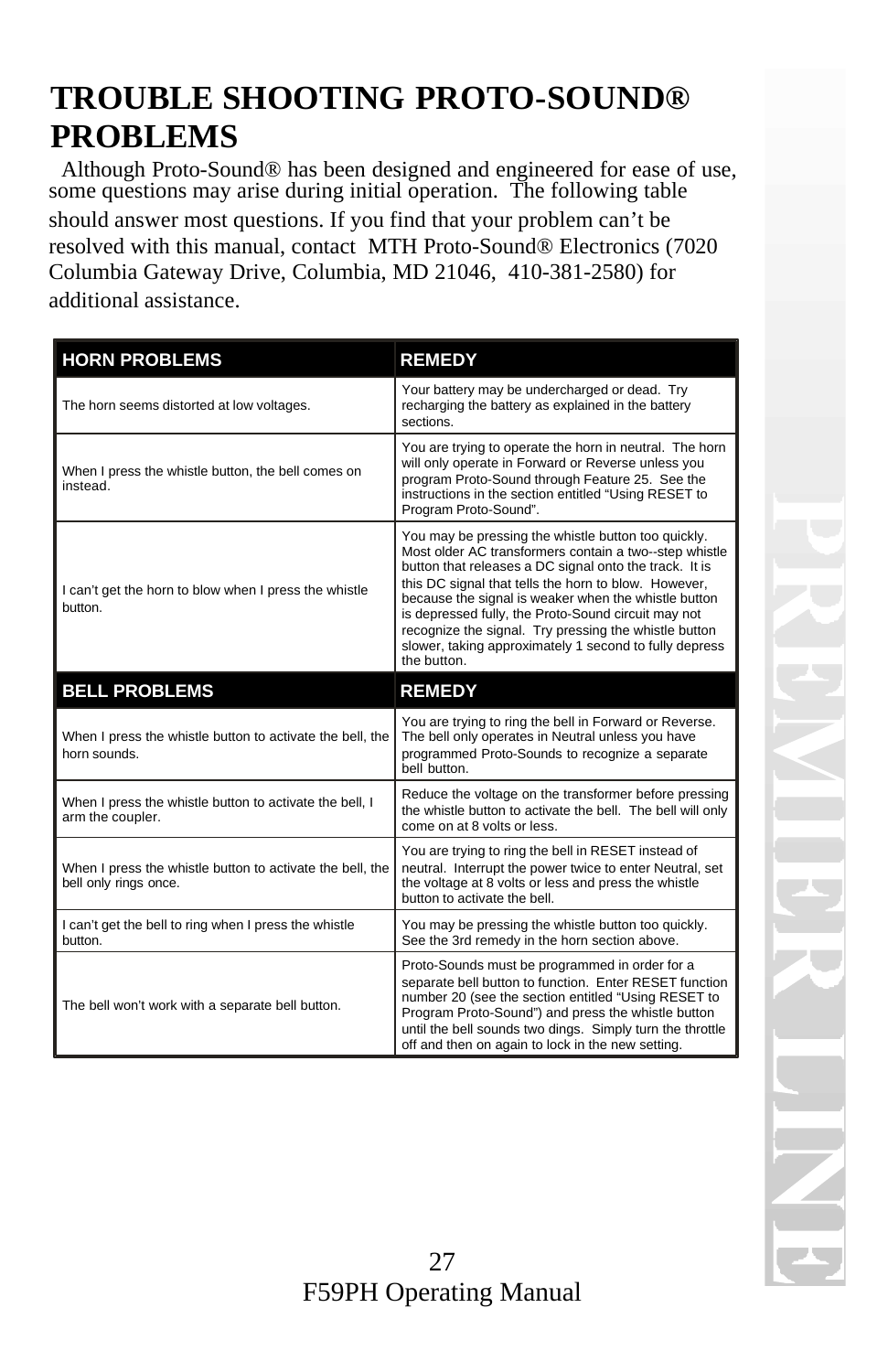# TROUBLE SHOOTING PROTO-SOUND® PROBLEMS

Although Proto-Sound® has been designed and engineered for ease of use, some questions may arise during initial operation. The following table should answer most questions. If you find that your problem can't be resolved with this manual, contact MTH Proto-Sound® Electronics (7020 Columbia Gateway Drive, Columbia, MD 21046, 410-381-2580) for additional assistance.

| HORN PROBLEMS | REMEDY |
| --- | --- |
| The horn seems distorted at low voltages. | Your battery may be undercharged or dead. Try recharging the battery as explained in the battery sections. |
| When I press the whistle button, the bell comes on instead. | You are trying to operate the horn in neutral. The horn will only operate in Forward or Reverse unless you program Proto-Sound through Feature 25. See the instructions in the section entitled "Using RESET to Program Proto-Sound". |
| I can't get the horn to blow when I press the whistle button. | You may be pressing the whistle button too quickly. Most older AC transformers contain a two--step whistle button that releases a DC signal onto the track. It is this DC signal that tells the horn to blow. However, because the signal is weaker when the whistle button is depressed fully, the Proto-Sound circuit may not recognize the signal. Try pressing the whistle button slower, taking approximately 1 second to fully depress the button. |
| **BELL PROBLEMS** | **REMEDY** |
| When I press the whistle button to activate the bell, the horn sounds. | You are trying to ring the bell in Forward or Reverse. The bell only operates in Neutral unless you have programmed Proto-Sounds to recognize a separate bell button. |
| When I press the whistle button to activate the bell, I arm the coupler. | Reduce the voltage on the transformer before pressing the whistle button to activate the bell. The bell will only come on at 8 volts or less. |
| When I press the whistle button to activate the bell, the bell only rings once. | You are trying to ring the bell in RESET instead of neutral. Interrupt the power twice to enter Neutral, set the voltage at 8 volts or less and press the whistle button to activate the bell. |
| I can't get the bell to ring when I press the whistle button. | You may be pressing the whistle button too quickly. See the 3rd remedy in the horn section above. |
| The bell won't work with a separate bell button. | Proto-Sounds must be programmed in order for a separate bell button to function. Enter RESET function number 20 (see the section entitled "Using RESET to Program Proto-Sound") and press the whistle button until the bell sounds two dings. Simply turn the throttle off and then on again to lock in the new setting. |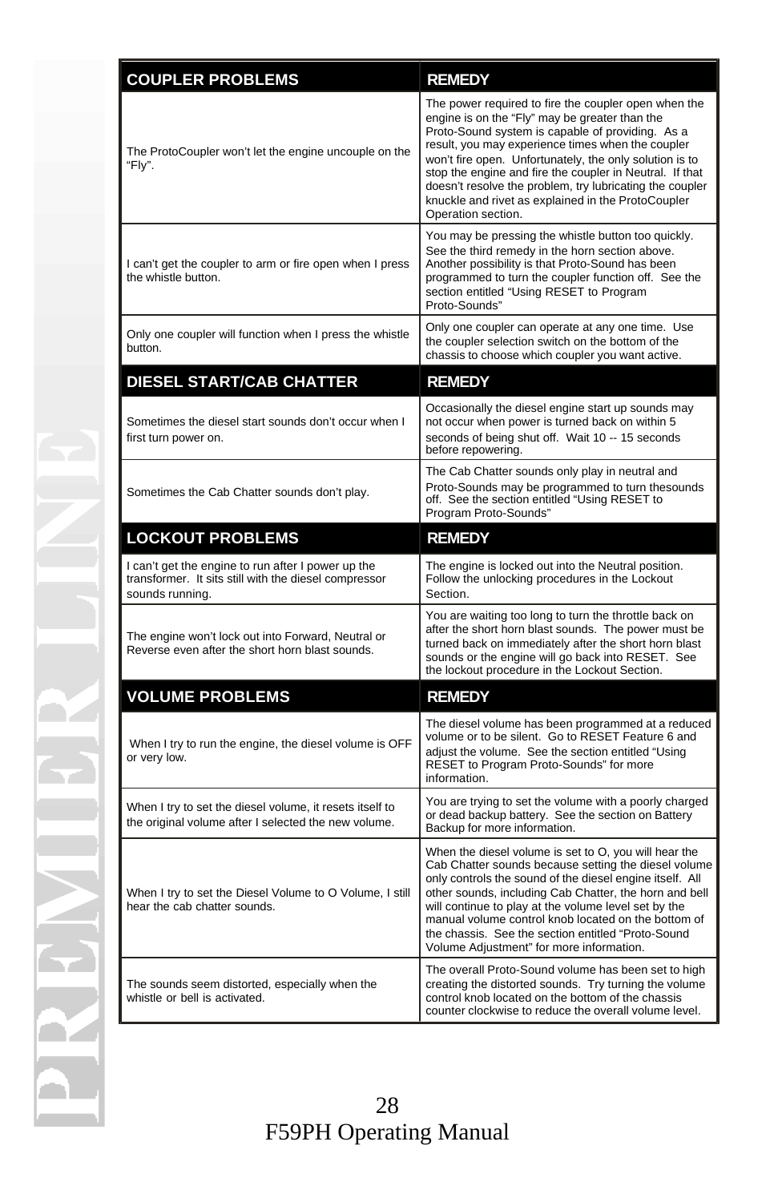| COUPLER PROBLEMS | REMEDY |
|---|---|
| The ProtoCoupler won't let the engine uncouple on the "Fly". | The power required to fire the coupler open when the engine is on the "Fly" may be greater than the Proto-Sound system is capable of providing. As a result, you may experience times when the coupler won't fire open. Unfortunately, the only solution is to stop the engine and fire the coupler in Neutral. If that doesn't resolve the problem, try lubricating the coupler knuckle and rivet as explained in the ProtoCoupler Operation section. |
| I can't get the coupler to arm or fire open when I press the whistle button. | You may be pressing the whistle button too quickly. See the third remedy in the horn section above. Another possibility is that Proto-Sound has been programmed to turn the coupler function off. See the section entitled "Using RESET to Program Proto-Sounds" |
| Only one coupler will function when I press the whistle button. | Only one coupler can operate at any one time. Use the coupler selection switch on the bottom of the chassis to choose which coupler you want active. |
| **DIESEL START/CAB CHATTER** | **REMEDY** |
| Sometimes the diesel start sounds don't occur when I first turn power on. | Occasionally the diesel engine start up sounds may not occur when power is turned back on within 5 seconds of being shut off. Wait 10 -- 15 seconds before repowering. |
| Sometimes the Cab Chatter sounds don't play. | The Cab Chatter sounds only play in neutral and Proto-Sounds may be programmed to turn thesounds off. See the section entitled "Using RESET to Program Proto-Sounds" |
| **LOCKOUT PROBLEMS** | **REMEDY** |
| I can't get the engine to run after I power up the transformer. It sits still with the diesel compressor sounds running. | The engine is locked out into the Neutral position. Follow the unlocking procedures in the Lockout Section. |
| The engine won't lock out into Forward, Neutral or Reverse even after the short horn blast sounds. | You are waiting too long to turn the throttle back on after the short horn blast sounds. The power must be turned back on immediately after the short horn blast sounds or the engine will go back into RESET. See the lockout procedure in the Lockout Section. |
| **VOLUME PROBLEMS** | **REMEDY** |
| When I try to run the engine, the diesel volume is OFF or very low. | The diesel volume has been programmed at a reduced volume or to be silent. Go to RESET Feature 6 and adjust the volume. See the section entitled "Using RESET to Program Proto-Sounds" for more information. |
| When I try to set the diesel volume, it resets itself to the original volume after I selected the new volume. | You are trying to set the volume with a poorly charged or dead backup battery. See the section on Battery Backup for more information. |
| When I try to set the Diesel Volume to O Volume, I still hear the cab chatter sounds. | When the diesel volume is set to O, you will hear the Cab Chatter sounds because setting the diesel volume only controls the sound of the diesel engine itself. All other sounds, including Cab Chatter, the horn and bell will continue to play at the volume level set by the manual volume control knob located on the bottom of the chassis. See the section entitled "Proto-Sound Volume Adjustment" for more information. |
| The sounds seem distorted, especially when the whistle or bell is activated. | The overall Proto-Sound volume has been set to high creating the distorted sounds. Try turning the volume control knob located on the bottom of the chassis counter clockwise to reduce the overall volume level. |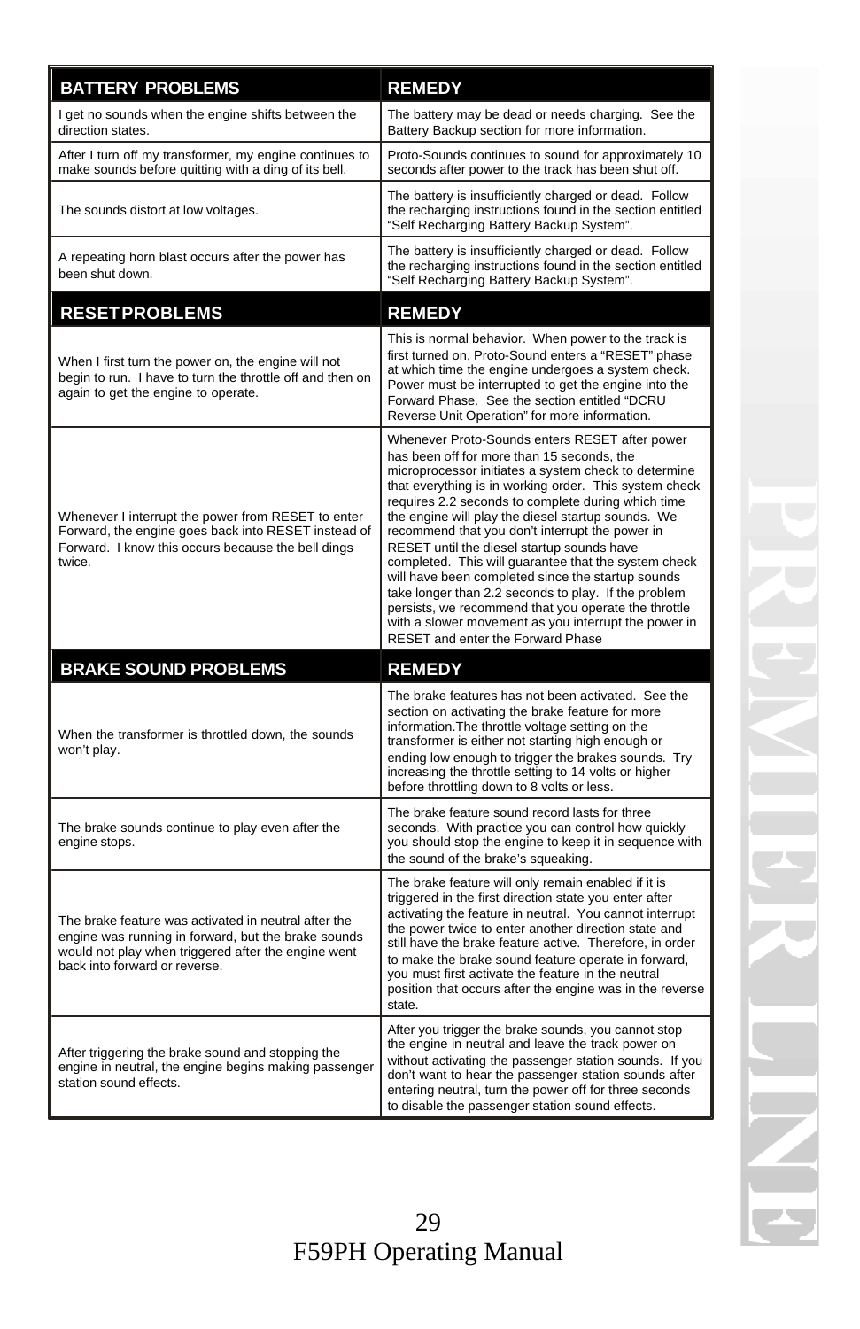| BATTERY PROBLEMS | REMEDY |
|---|---|
| I get no sounds when the engine shifts between the direction states. | The battery may be dead or needs charging. See the Battery Backup section for more information. |
| After I turn off my transformer, my engine continues to make sounds before quitting with a ding of its bell. | Proto-Sounds continues to sound for approximately 10 seconds after power to the track has been shut off. |
| The sounds distort at low voltages. | The battery is insufficiently charged or dead. Follow the recharging instructions found in the section entitled "Self Recharging Battery Backup System". |
| A repeating horn blast occurs after the power has been shut down. | The battery is insufficiently charged or dead. Follow the recharging instructions found in the section entitled "Self Recharging Battery Backup System". |

| RESET PROBLEMS | REMEDY |
|---|---|
| When I first turn the power on, the engine will not begin to run. I have to turn the throttle off and then on again to get the engine to operate. | This is normal behavior. When power to the track is first turned on, Proto-Sound enters a "RESET" phase at which time the engine undergoes a system check. Power must be interrupted to get the engine into the Forward Phase. See the section entitled "DCRU Reverse Unit Operation" for more information. |
| Whenever I interrupt the power from RESET to enter Forward, the engine goes back into RESET instead of Forward. I know this occurs because the bell dings twice. | Whenever Proto-Sounds enters RESET after power has been off for more than 15 seconds, the microprocessor initiates a system check to determine that everything is in working order. This system check requires 2.2 seconds to complete during which time the engine will play the diesel startup sounds. We recommend that you don't interrupt the power in RESET until the diesel startup sounds have completed. This will guarantee that the system check will have been completed since the startup sounds take longer than 2.2 seconds to play. If the problem persists, we recommend that you operate the throttle with a slower movement as you interrupt the power in RESET and enter the Forward Phase |

| BRAKE SOUND PROBLEMS | REMEDY |
|---|---|
| When the transformer is throttled down, the sounds won't play. | The brake features has not been activated. See the section on activating the brake feature for more information.The throttle voltage setting on the transformer is either not starting high enough or ending low enough to trigger the brakes sounds. Try increasing the throttle setting to 14 volts or higher before throttling down to 8 volts or less. |
| The brake sounds continue to play even after the engine stops. | The brake feature sound record lasts for three seconds. With practice you can control how quickly you should stop the engine to keep it in sequence with the sound of the brake's squeaking. |
| The brake feature was activated in neutral after the engine was running in forward, but the brake sounds would not play when triggered after the engine went back into forward or reverse. | The brake feature will only remain enabled if it is triggered in the first direction state you enter after activating the feature in neutral. You cannot interrupt the power twice to enter another direction state and still have the brake feature active. Therefore, in order to make the brake sound feature operate in forward, you must first activate the feature in the neutral position that occurs after the engine was in the reverse state. |
| After triggering the brake sound and stopping the engine in neutral, the engine begins making passenger station sound effects. | After you trigger the brake sounds, you cannot stop the engine in neutral and leave the track power on without activating the passenger station sounds. If you don't want to hear the passenger station sounds after entering neutral, turn the power off for three seconds to disable the passenger station sound effects. |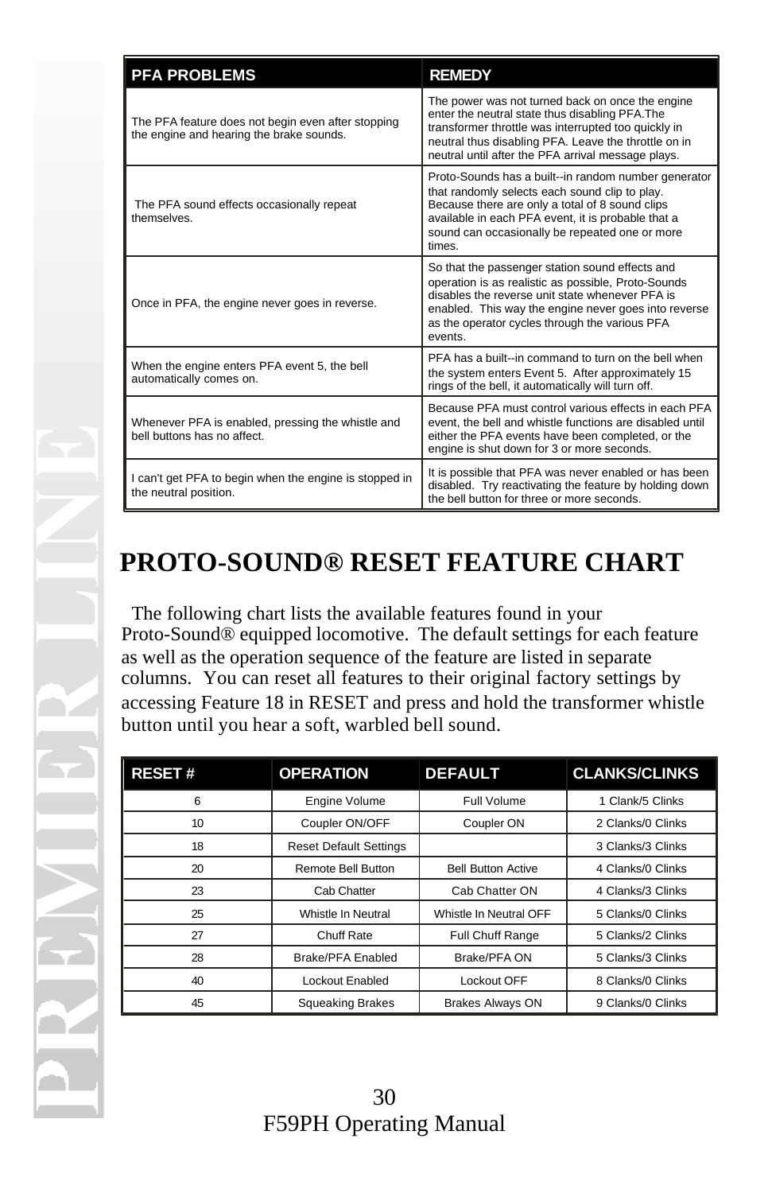| PFA PROBLEMS | REMEDY |
|---|---|
| The PFA feature does not begin even after stopping the engine and hearing the brake sounds. | The power was not turned back on once the engine enter the neutral state thus disabling PFA.The transformer throttle was interrupted too quickly in neutral thus disabling PFA. Leave the throttle on in neutral until after the PFA arrival message plays. |
| The PFA sound effects occasionally repeat themselves. | Proto-Sounds has a built--in random number generator that randomly selects each sound clip to play. Because there are only a total of 8 sound clips available in each PFA event, it is probable that a sound can occasionally be repeated one or more times. |
| Once in PFA, the engine never goes in reverse. | So that the passenger station sound effects and operation is as realistic as possible, Proto-Sounds disables the reverse unit state whenever PFA is enabled. This way the engine never goes into reverse as the operator cycles through the various PFA events. |
| When the engine enters PFA event 5, the bell automatically comes on. | PFA has a built--in command to turn on the bell when the system enters Event 5. After approximately 15 rings of the bell, it automatically will turn off. |
| Whenever PFA is enabled, pressing the whistle and bell buttons has no affect. | Because PFA must control various effects in each PFA event, the bell and whistle functions are disabled until either the PFA events have been completed, or the engine is shut down for 3 or more seconds. |
| I can't get PFA to begin when the engine is stopped in the neutral position. | It is possible that PFA was never enabled or has been disabled. Try reactivating the feature by holding down the bell button for three or more seconds. |

# PROTO-SOUND® RESET FEATURE CHART

The following chart lists the available features found in your Proto-Sound® equipped locomotive. The default settings for each feature as well as the operation sequence of the feature are listed in separate columns. You can reset all features to their original factory settings by accessing Feature 18 in RESET and press and hold the transformer whistle button until you hear a soft, warbled bell sound.

| RESET # | OPERATION | DEFAULT | CLANKS/CLINKS |
|---|---|---|---|
| 6 | Engine Volume | Full Volume | 1 Clank/5 Clinks |
| 10 | Coupler ON/OFF | Coupler ON | 2 Clanks/0 Clinks |
| 18 | Reset Default Settings | | 3 Clanks/3 Clinks |
| 20 | Remote Bell Button | Bell Button Active | 4 Clanks/0 Clinks |
| 23 | Cab Chatter | Cab Chatter ON | 4 Clanks/3 Clinks |
| 25 | Whistle In Neutral | Whistle In Neutral OFF | 5 Clanks/0 Clinks |
| 27 | Chuff Rate | Full Chuff Range | 5 Clanks/2 Clinks |
| 28 | Brake/PFA Enabled | Brake/PFA ON | 5 Clanks/3 Clinks |
| 40 | Lockout Enabled | Lockout OFF | 8 Clanks/0 Clinks |
| 45 | Squeaking Brakes | Brakes Always ON | 9 Clanks/0 Clinks |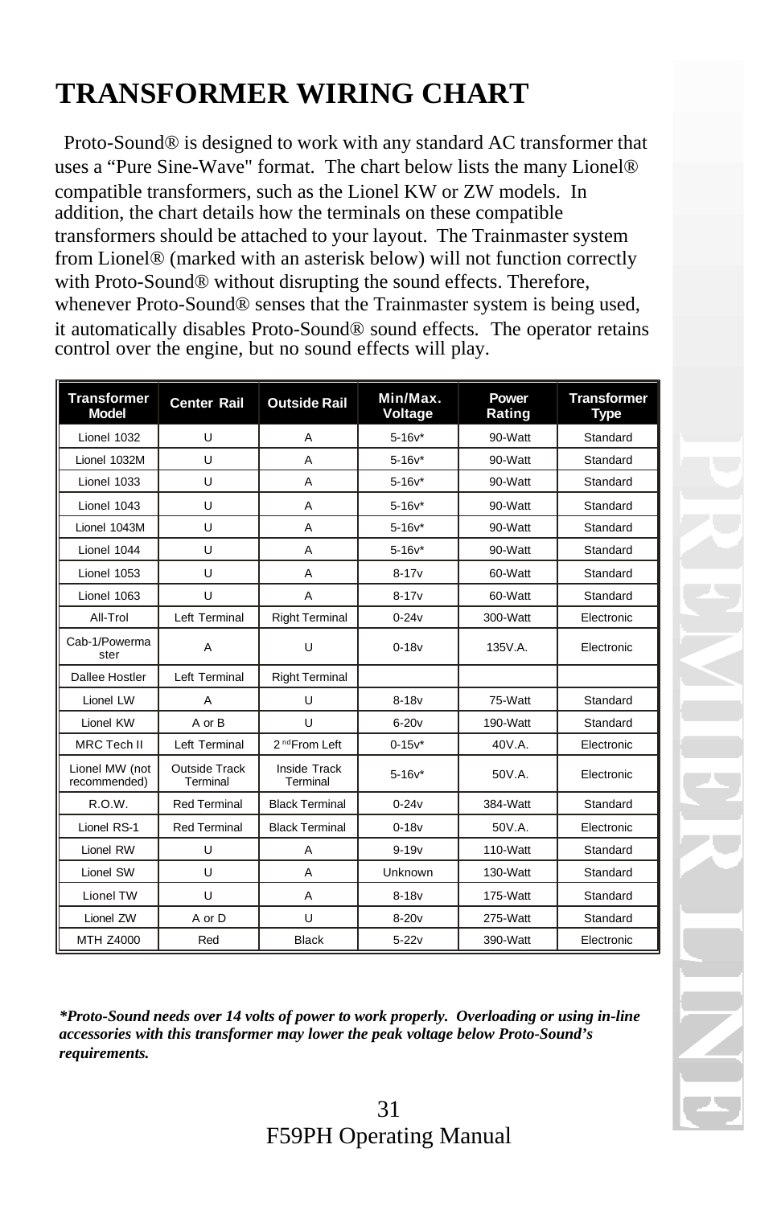# TRANSFORMER WIRING CHART

Proto-Sound® is designed to work with any standard AC transformer that uses a "Pure Sine-Wave" format. The chart below lists the many Lionel® compatible transformers, such as the Lionel KW or ZW models. In addition, the chart details how the terminals on these compatible transformers should be attached to your layout. The Trainmaster system from Lionel® (marked with an asterisk below) will not function correctly with Proto-Sound® without disrupting the sound effects. Therefore, whenever Proto-Sound® senses that the Trainmaster system is being used, it automatically disables Proto-Sound® sound effects. The operator retains control over the engine, but no sound effects will play.

| Transformer Model | Center Rail | Outside Rail | Min/Max. Voltage | Power Rating | Transformer Type |
|---|---|---|---|---|---|
| Lionel 1032 | U | A | 5-16v* | 90-Watt | Standard |
| Lionel 1032M | U | A | 5-16v* | 90-Watt | Standard |
| Lionel 1033 | U | A | 5-16v* | 90-Watt | Standard |
| Lionel 1043 | U | A | 5-16v* | 90-Watt | Standard |
| Lionel 1043M | U | A | 5-16v* | 90-Watt | Standard |
| Lionel 1044 | U | A | 5-16v* | 90-Watt | Standard |
| Lionel 1053 | U | A | 8-17v | 60-Watt | Standard |
| Lionel 1063 | U | A | 8-17v | 60-Watt | Standard |
| All-Trol | Left Terminal | Right Terminal | 0-24v | 300-Watt | Electronic |
| Cab-1/Powermaster | A | U | 0-18v | 135V.A. | Electronic |
| Dallee Hostler | Left Terminal | Right Terminal | | | |
| Lionel LW | A | U | 8-18v | 75-Watt | Standard |
| Lionel KW | A or B | U | 6-20v | 190-Watt | Standard |
| MRC Tech II | Left Terminal | 2nd From Left | 0-15v* | 40V.A. | Electronic |
| Lionel MW (not recommended) | Outside Track Terminal | Inside Track Terminal | 5-16v* | 50V.A. | Electronic |
| R.O.W. | Red Terminal | Black Terminal | 0-24v | 384-Watt | Standard |
| Lionel RS-1 | Red Terminal | Black Terminal | 0-18v | 50V.A. | Electronic |
| Lionel RW | U | A | 9-19v | 110-Watt | Standard |
| Lionel SW | U | A | Unknown | 130-Watt | Standard |
| Lionel TW | U | A | 8-18v | 175-Watt | Standard |
| Lionel ZW | A or D | U | 8-20v | 275-Watt | Standard |
| MTH Z4000 | Red | Black | 5-22v | 390-Watt | Electronic |

***Proto-Sound needs over 14 volts of power to work properly. Overloading or using in-line accessories with this transformer may lower the peak voltage below Proto-Sound's requirements.***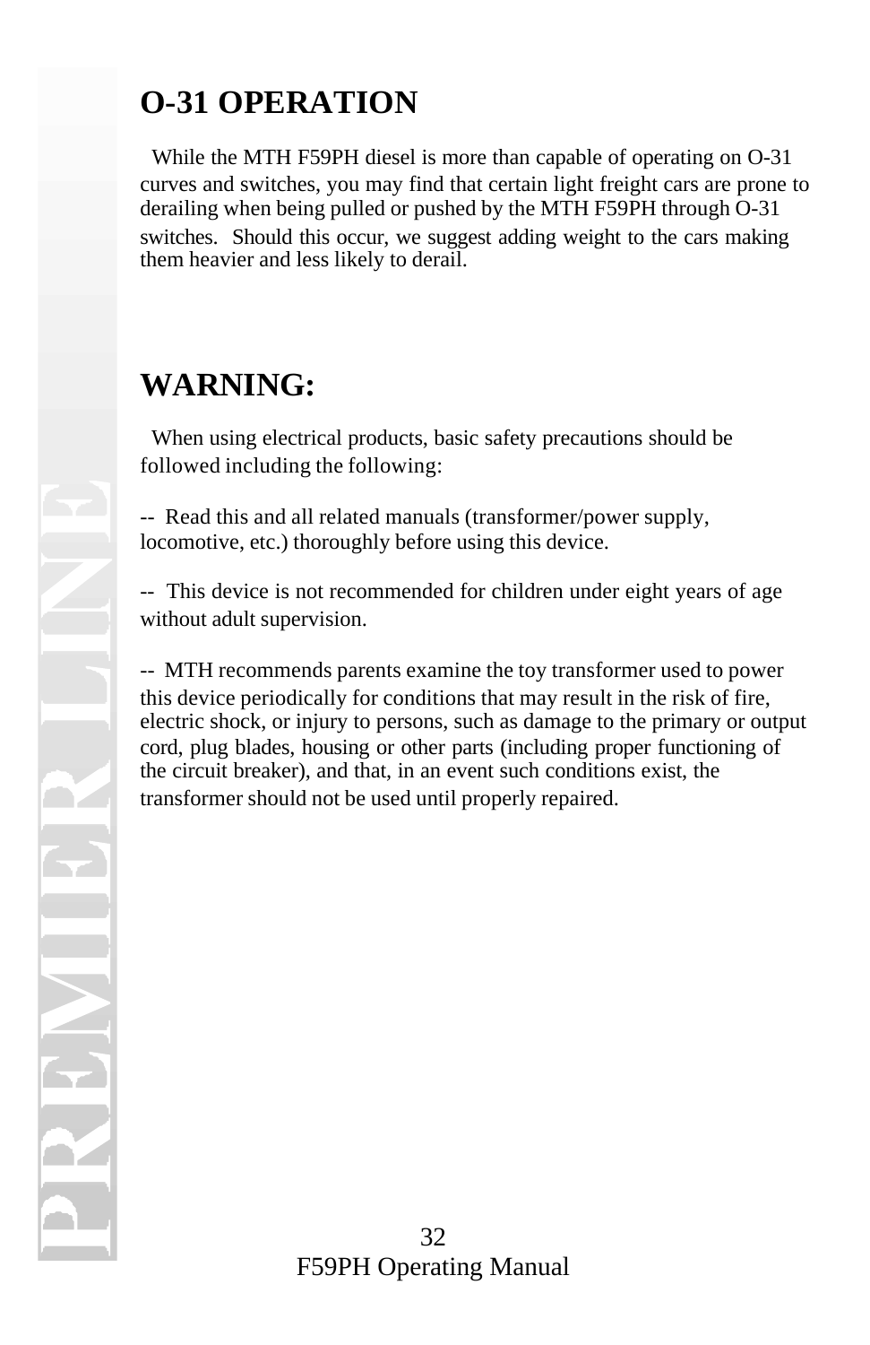## O-31 OPERATION

While the MTH F59PH diesel is more than capable of operating on O-31 curves and switches, you may find that certain light freight cars are prone to derailing when being pulled or pushed by the MTH F59PH through O-31 switches. Should this occur, we suggest adding weight to the cars making them heavier and less likely to derail.

## WARNING:

When using electrical products, basic safety precautions should be followed including the following:

-- Read this and all related manuals (transformer/power supply, locomotive, etc.) thoroughly before using this device.

-- This device is not recommended for children under eight years of age without adult supervision.

-- MTH recommends parents examine the toy transformer used to power this device periodically for conditions that may result in the risk of fire, electric shock, or injury to persons, such as damage to the primary or output cord, plug blades, housing or other parts (including proper functioning of the circuit breaker), and that, in an event such conditions exist, the transformer should not be used until properly repaired.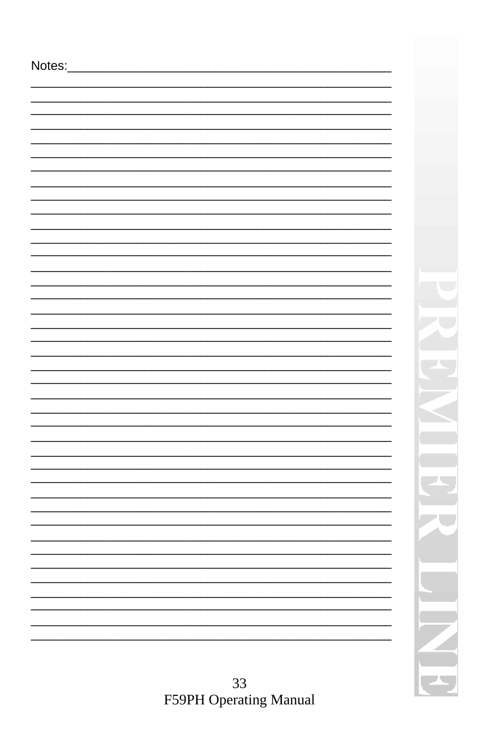Notes:_____________________________________________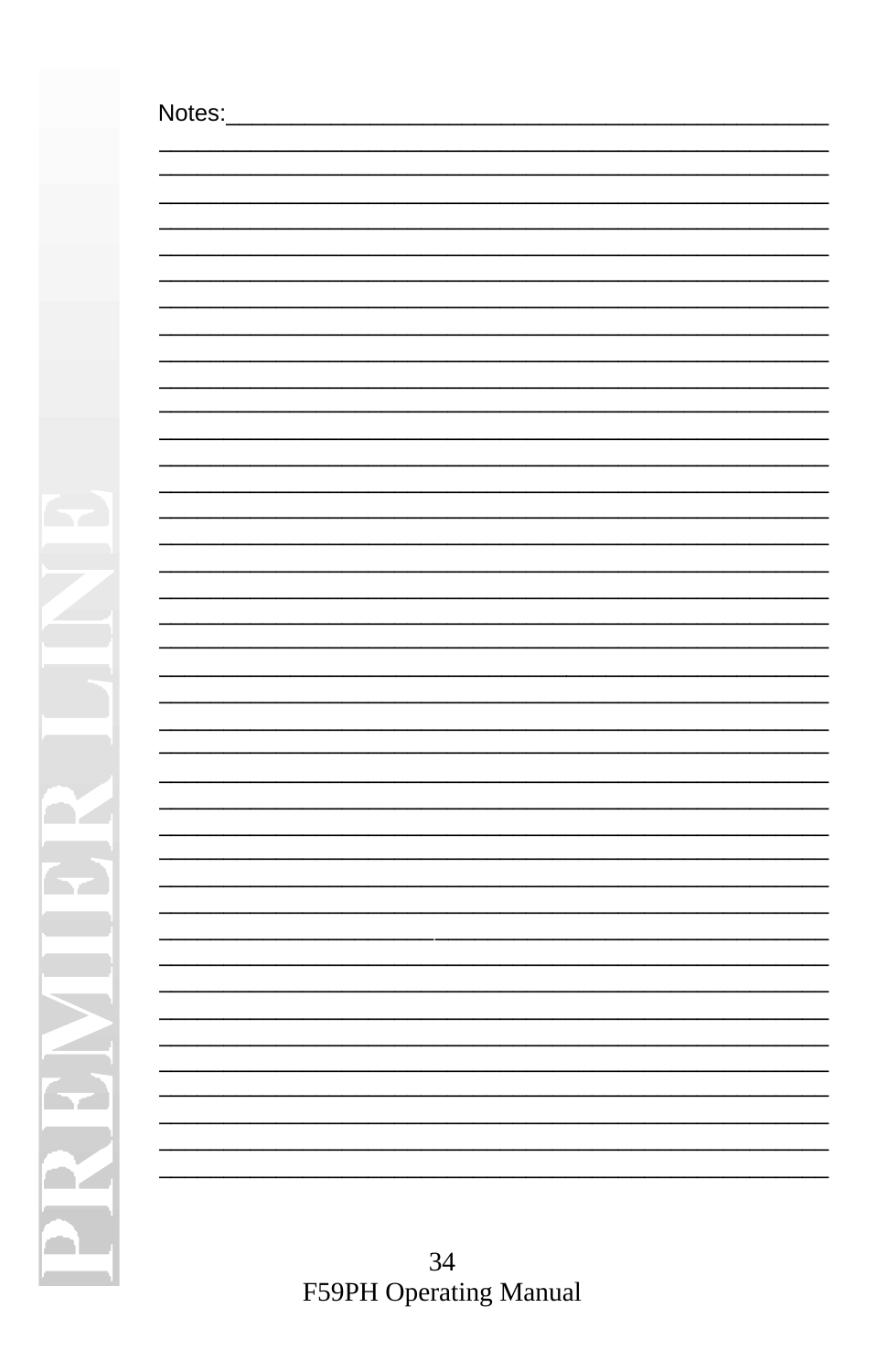Notes:___________________________________________________

_________________________________________________________

_________________________________________________________

_________________________________________________________

_________________________________________________________

_________________________________________________________

_________________________________________________________

_________________________________________________________

_________________________________________________________

_________________________________________________________

_________________________________________________________

_________________________________________________________

_________________________________________________________

_________________________________________________________

_________________________________________________________

_________________________________________________________

_________________________________________________________

_________________________________________________________

_________________________________________________________

_________________________________________________________

_________________________________________________________

_________________________________________________________

_________________________________________________________

_________________________________________________________

_________________________________________________________

_________________________________________________________

_________________________________________________________

_________________________________________________________

_________________________________________________________

_________________________________________________________

_________________________________________________________

_________________________________________________________

_________________________________________________________

_________________________________________________________

_________________________________________________________

_________________________________________________________

_________________________________________________________

_________________________________________________________

_________________________________________________________

_________________________________________________________

F59PH Operating Manual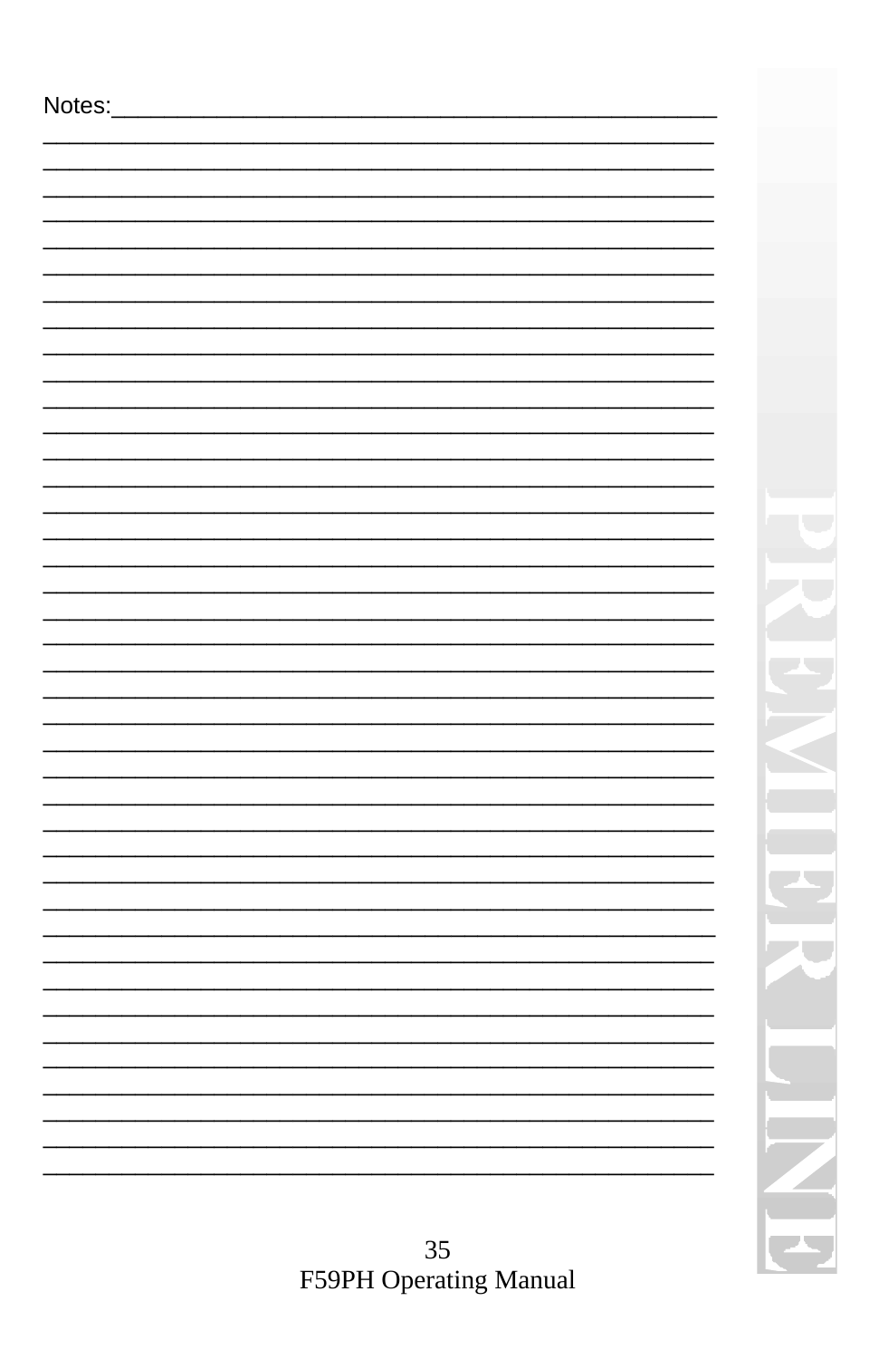Notes:_______________________________________________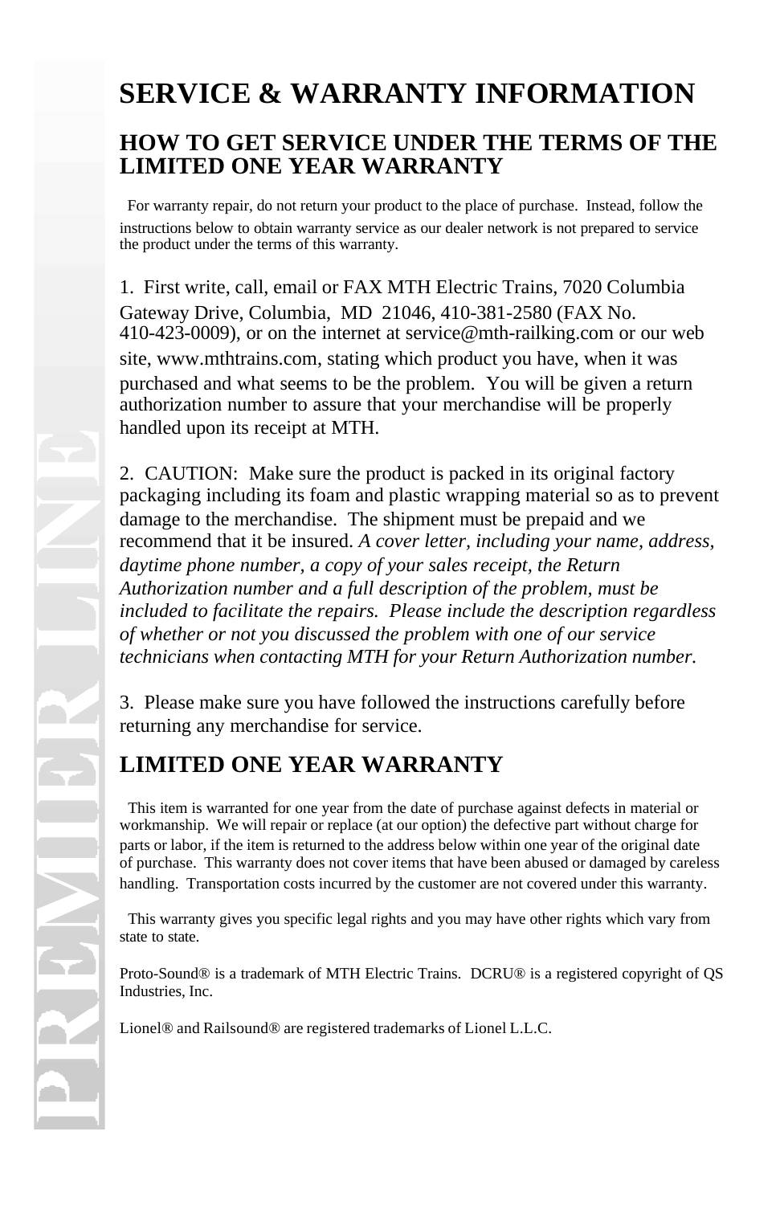# SERVICE & WARRANTY INFORMATION

## HOW TO GET SERVICE UNDER THE TERMS OF THE LIMITED ONE YEAR WARRANTY

For warranty repair, do not return your product to the place of purchase. Instead, follow the instructions below to obtain warranty service as our dealer network is not prepared to service the product under the terms of this warranty.

1. First write, call, email or FAX MTH Electric Trains, 7020 Columbia Gateway Drive, Columbia, MD 21046, 410-381-2580 (FAX No. 410-423-0009), or on the internet at service@mth-railking.com or our web site, www.mthtrains.com, stating which product you have, when it was purchased and what seems to be the problem. You will be given a return authorization number to assure that your merchandise will be properly handled upon its receipt at MTH.

2. CAUTION: Make sure the product is packed in its original factory packaging including its foam and plastic wrapping material so as to prevent damage to the merchandise. The shipment must be prepaid and we recommend that it be insured. *A cover letter, including your name, address, daytime phone number, a copy of your sales receipt, the Return Authorization number and a full description of the problem, must be included to facilitate the repairs. Please include the description regardless of whether or not you discussed the problem with one of our service technicians when contacting MTH for your Return Authorization number.*

3. Please make sure you have followed the instructions carefully before returning any merchandise for service.

## LIMITED ONE YEAR WARRANTY

This item is warranted for one year from the date of purchase against defects in material or workmanship. We will repair or replace (at our option) the defective part without charge for parts or labor, if the item is returned to the address below within one year of the original date of purchase. This warranty does not cover items that have been abused or damaged by careless handling. Transportation costs incurred by the customer are not covered under this warranty.

This warranty gives you specific legal rights and you may have other rights which vary from state to state.

Proto-Sound® is a trademark of MTH Electric Trains. DCRU® is a registered copyright of QS Industries, Inc.

Lionel® and Railsound® are registered trademarks of Lionel L.L.C.